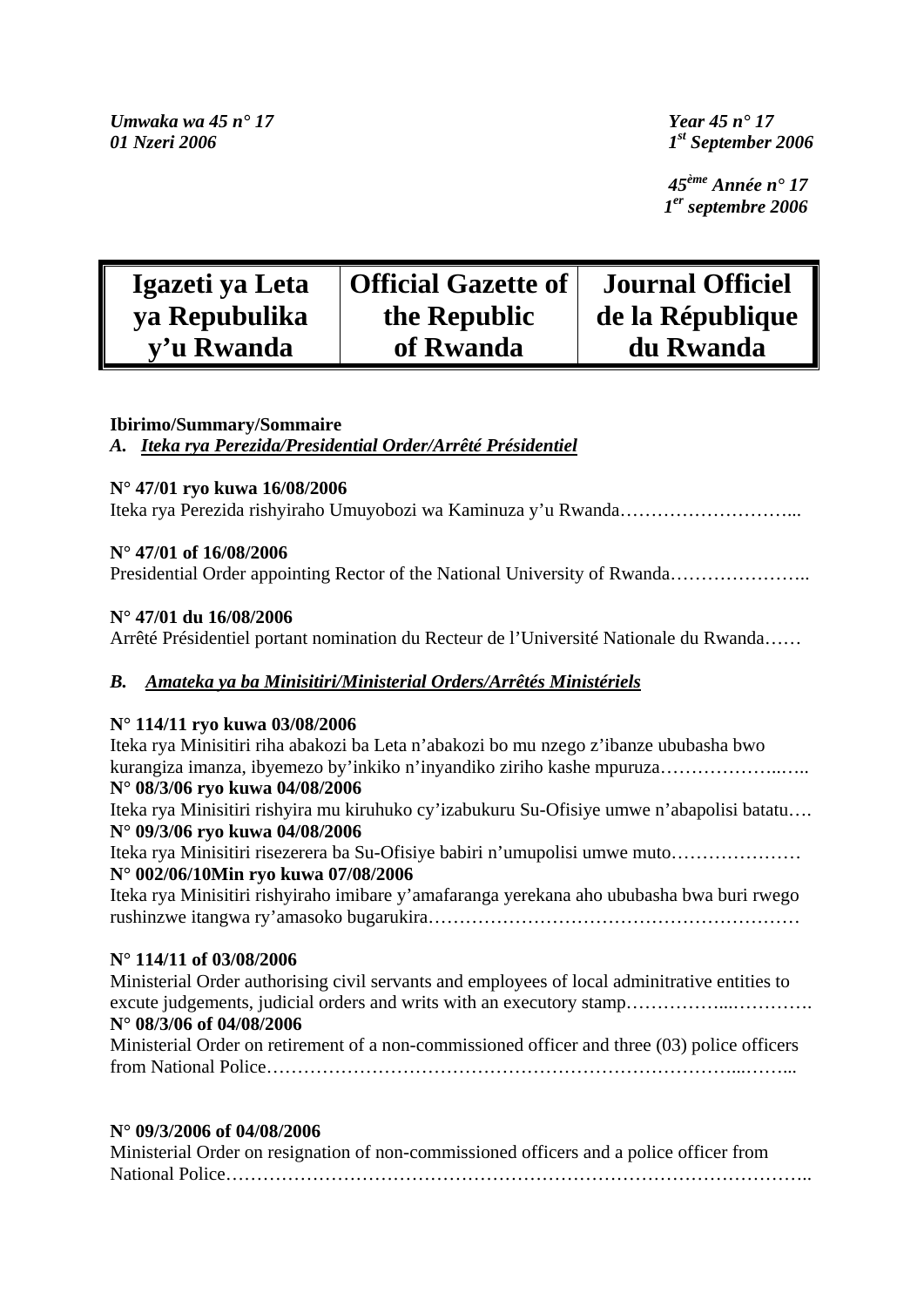*Umwaka wa 45 n° 17*
*01 Nzeri 2006*

*Year 45 n° 17*
*1st September 2006*

*45ème Année n° 17*
*1er septembre 2006*

| Igazeti ya Leta ya Repubulika y'u Rwanda | Official Gazette of the Republic of Rwanda | Journal Officiel de la République du Rwanda |
|---|---|---|

**Ibirimo/Summary/Sommaire**

*A. Iteka rya Perezida/Presidential Order/Arrêté Présidentiel*

**N° 47/01 ryo kuwa 16/08/2006**
Iteka rya Perezida rishyiraho Umuyobozi wa Kaminuza y'u Rwanda………………………...

**N° 47/01 of 16/08/2006**
Presidential Order appointing Rector of the National University of Rwanda…………………..

**N° 47/01 du 16/08/2006**
Arrêté Présidentiel portant nomination du Recteur de l'Université Nationale du Rwanda……

*B. Amateka ya ba Minisitiri/Ministerial Orders/Arrêtés Ministériels*

**N° 114/11 ryo kuwa 03/08/2006**
Iteka rya Minisitiri riha abakozi ba Leta n'abakozi bo mu nzego z'ibanze ububasha bwo kurangiza imanza, ibyemezo by'inkiko n'inyandiko ziriho kashe mpuruza………………..…..

**N° 08/3/06 ryo kuwa 04/08/2006**
Iteka rya Minisitiri rishyira mu kiruhuko cy'izabukuru Su-Ofisiye umwe n'abapolisi batatu….

**N° 09/3/06 ryo kuwa 04/08/2006**
Iteka rya Minisitiri risezerera ba Su-Ofisiye babiri n'umupolisi umwe muto…………………

**N° 002/06/10Min ryo kuwa 07/08/2006**
Iteka rya Minisitiri rishyiraho imibare y'amafaranga yerekana aho ububasha bwa buri rwego rushinzwe itangwa ry'amasoko bugarukira…………………………………………………

**N° 114/11 of 03/08/2006**
Ministerial Order authorising civil servants and employees of local adminitrative entities to excute judgements, judicial orders and writs with an executory stamp……………...………….

**N° 08/3/06 of 04/08/2006**
Ministerial Order on retirement of a non-commissioned officer and three (03) police officers from National Police……………………………………………………………………...……...

**N° 09/3/2006 of 04/08/2006**
Ministerial Order on resignation of non-commissioned officers and a police officer from National Police…………………………………………………………………………………..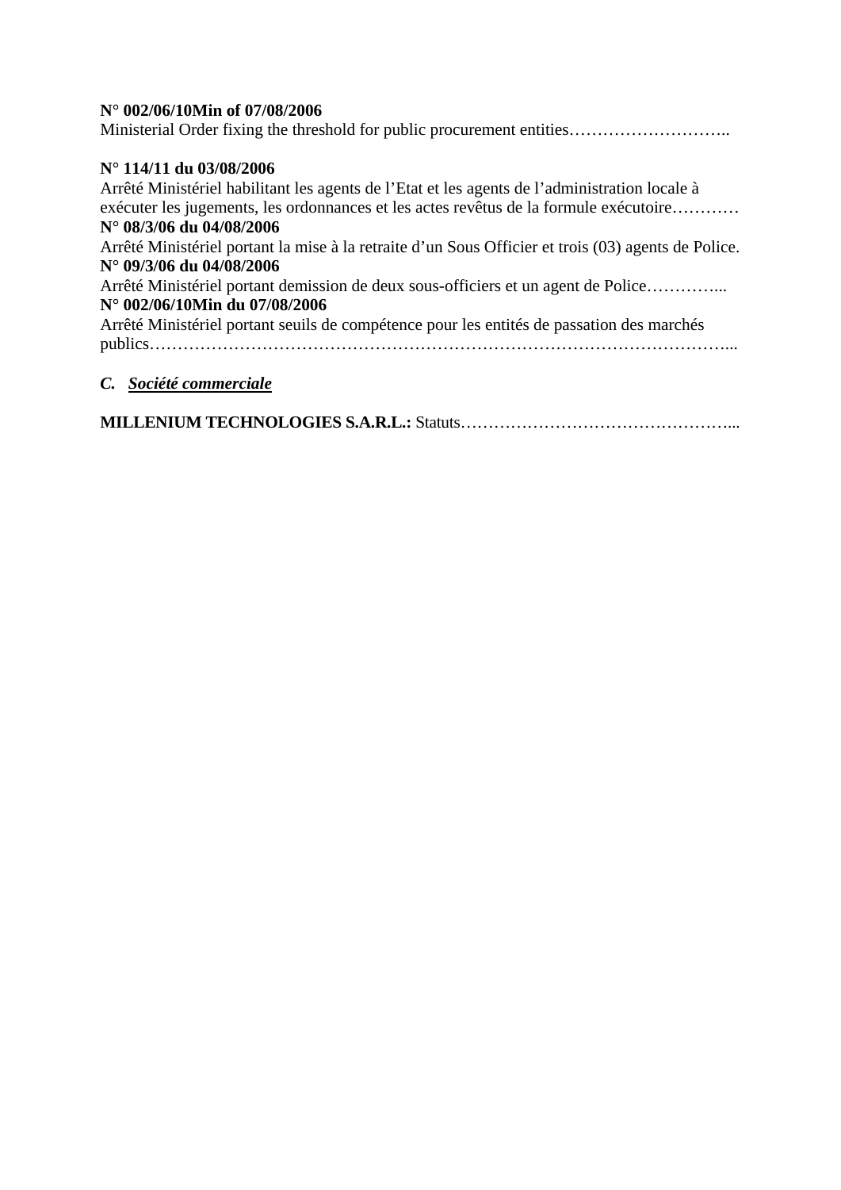**N° 002/06/10Min of 07/08/2006**
Ministerial Order fixing the threshold for public procurement entities………………………..

**N° 114/11 du 03/08/2006**
Arrêté Ministériel habilitant les agents de l'Etat et les agents de l'administration locale à exécuter les jugements, les ordonnances et les actes revêtus de la formule exécutoire…………
**N° 08/3/06 du 04/08/2006**
Arrêté Ministériel portant la mise à la retraite d'un Sous Officier et trois (03) agents de Police.
**N° 09/3/06 du 04/08/2006**
Arrêté Ministériel portant demission de deux sous-officiers et un agent de Police…………...
**N° 002/06/10Min du 07/08/2006**
Arrêté Ministériel portant seuils de compétence pour les entités de passation des marchés publics…………………………………………………………………………………………...

## *C. Société commerciale*

**MILLENIUM TECHNOLOGIES S.A.R.L.:** Statuts…………………………………………...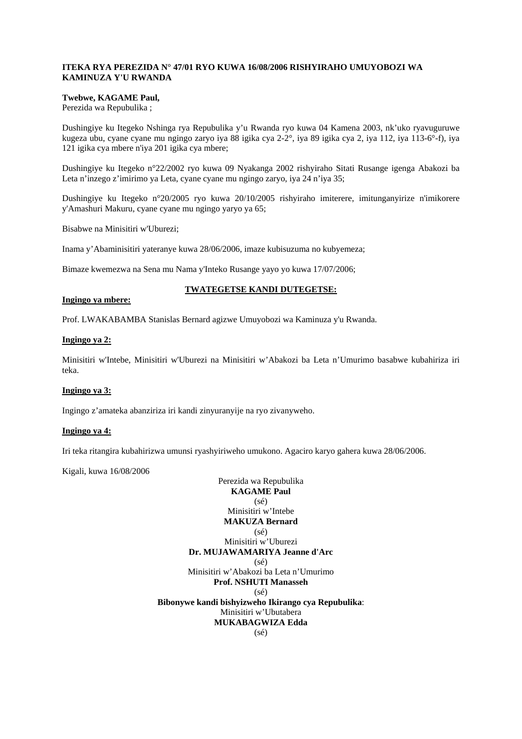**ITEKA RYA PEREZIDA N° 47/01 RYO KUWA 16/08/2006 RISHYIRAHO UMUYOBOZI WA KAMINUZA Y'U RWANDA**

**Twebwe, KAGAME Paul,**
Perezida wa Repubulika ;

Dushingiye ku Itegeko Nshinga rya Repubulika y'u Rwanda ryo kuwa 04 Kamena 2003, nk'uko ryavuguruwe kugeza ubu, cyane cyane mu ngingo zaryo iya 88 igika cya 2-2°, iya 89 igika cya 2, iya 112, iya 113-6°-f), iya 121 igika cya mbere n'iya 201 igika cya mbere;

Dushingiye ku Itegeko n°22/2002 ryo kuwa 09 Nyakanga 2002 rishyiraho Sitati Rusange igenga Abakozi ba Leta n'inzego z'imirimo ya Leta, cyane cyane mu ngingo zaryo, iya 24 n'iya 35;

Dushingiye ku Itegeko n°20/2005 ryo kuwa 20/10/2005 rishyiraho imiterere, imitunganyirize n'imikorere y'Amashuri Makuru, cyane cyane mu ngingo yaryo ya 65;

Bisabwe na Minisitiri w'Uburezi;

Inama y'Abaminisitiri yateranye kuwa 28/06/2006, imaze kubisuzuma no kubyemeza;

Bimaze kwemezwa na Sena mu Nama y'Inteko Rusange yayo yo kuwa 17/07/2006;

**TWATEGETSE KANDI DUTEGETSE:**

**Ingingo ya mbere:**

Prof. LWAKABAMBA Stanislas Bernard agizwe Umuyobozi wa Kaminuza y'u Rwanda.

**Ingingo ya 2:**

Minisitiri w'Intebe, Minisitiri w'Uburezi na Minisitiri w'Abakozi ba Leta n'Umurimo basabwe kubahiriza iri teka.

**Ingingo ya 3:**

Ingingo z'amateka abanziriza iri kandi zinyuranyije na ryo zivanyweho.

**Ingingo ya 4:**

Iri teka ritangira kubahirizwa umunsi ryashyiriweho umukono. Agaciro karyo gahera kuwa 28/06/2006.

Kigali, kuwa 16/08/2006

Perezida wa Repubulika
**KAGAME Paul**
(sé)

Minisitiri w'Intebe
**MAKUZA Bernard**
(sé)

Minisitiri w'Uburezi
**Dr. MUJAWAMARIYA Jeanne d'Arc**
(sé)

Minisitiri w'Abakozi ba Leta n'Umurimo
**Prof. NSHUTI Manasseh**
(sé)

**Bibonywe kandi bishyizweho Ikirango cya Repubulika**:
Minisitiri w'Ubutabera
**MUKABAGWIZA Edda**
(sé)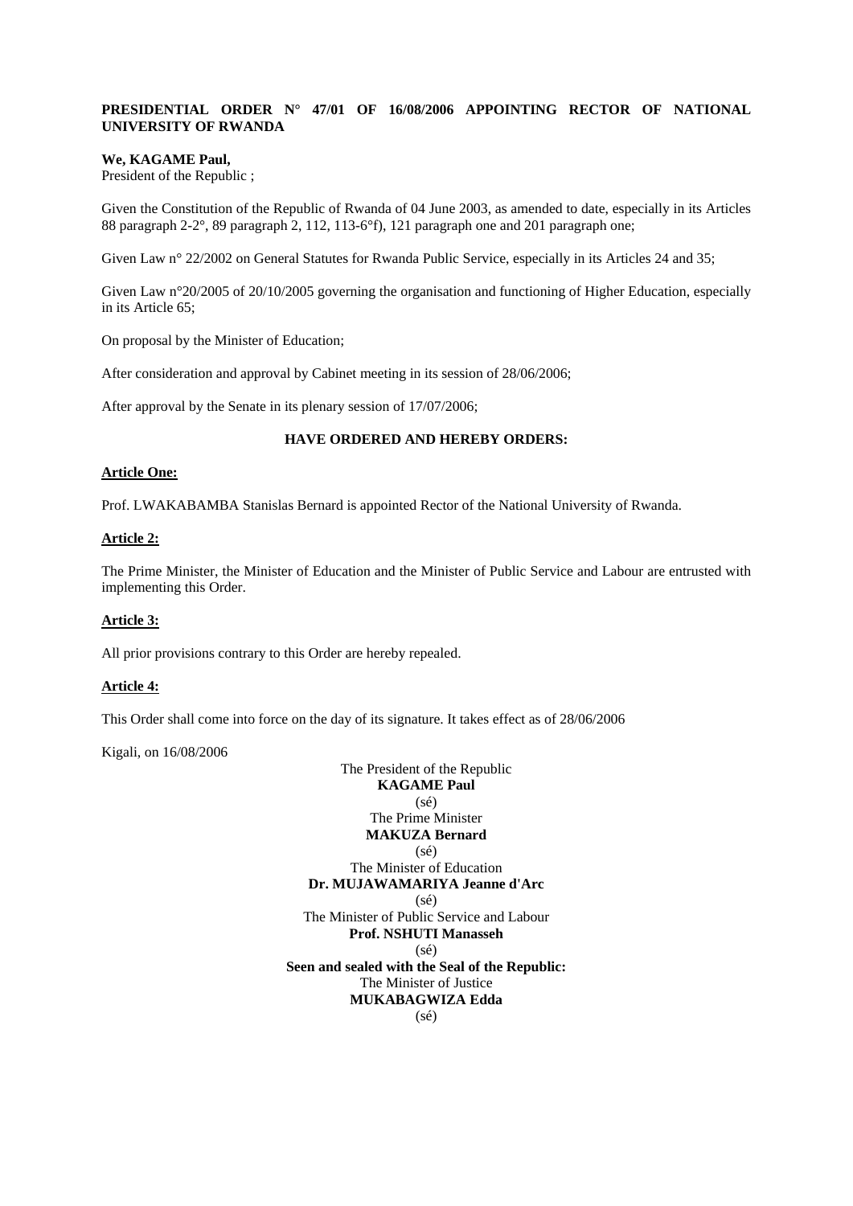**PRESIDENTIAL ORDER N° 47/01 OF 16/08/2006 APPOINTING RECTOR OF NATIONAL UNIVERSITY OF RWANDA**

**We, KAGAME Paul,**
President of the Republic ;

Given the Constitution of the Republic of Rwanda of 04 June 2003, as amended to date, especially in its Articles 88 paragraph 2-2°, 89 paragraph 2, 112, 113-6°f), 121 paragraph one and 201 paragraph one;

Given Law n° 22/2002 on General Statutes for Rwanda Public Service, especially in its Articles 24 and 35;

Given Law n°20/2005 of 20/10/2005 governing the organisation and functioning of Higher Education, especially in its Article 65;

On proposal by the Minister of Education;

After consideration and approval by Cabinet meeting in its session of 28/06/2006;

After approval by the Senate in its plenary session of 17/07/2006;

**HAVE ORDERED AND HEREBY ORDERS:**

**Article One:**

Prof. LWAKABAMBA Stanislas Bernard is appointed Rector of the National University of Rwanda.

**Article 2:**

The Prime Minister, the Minister of Education and the Minister of Public Service and Labour are entrusted with implementing this Order.

**Article 3:**

All prior provisions contrary to this Order are hereby repealed.

**Article 4:**

This Order shall come into force on the day of its signature. It takes effect as of 28/06/2006

Kigali, on 16/08/2006

The President of the Republic
**KAGAME Paul**
(sé)
The Prime Minister
**MAKUZA Bernard**
(sé)
The Minister of Education
**Dr. MUJAWAMARIYA Jeanne d'Arc**
(sé)
The Minister of Public Service and Labour
**Prof. NSHUTI Manasseh**
(sé)
**Seen and sealed with the Seal of the Republic:**
The Minister of Justice
**MUKABAGWIZA Edda**
(sé)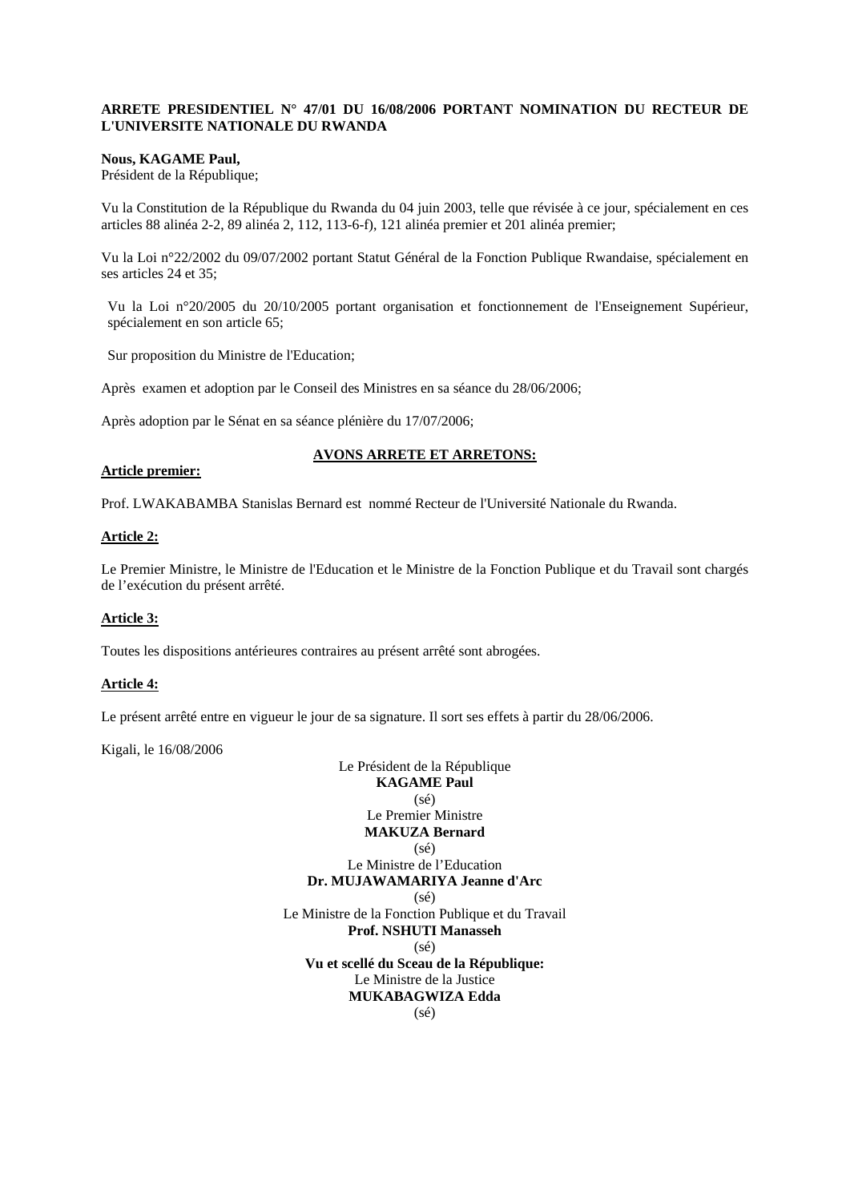**ARRETE PRESIDENTIEL N° 47/01 DU 16/08/2006 PORTANT NOMINATION DU RECTEUR DE L'UNIVERSITE NATIONALE DU RWANDA**

**Nous, KAGAME Paul,**
Président de la République;

Vu la Constitution de la République du Rwanda du 04 juin 2003, telle que révisée à ce jour, spécialement en ces articles 88 alinéa 2-2, 89 alinéa 2, 112, 113-6-f), 121 alinéa premier et 201 alinéa premier;

Vu la Loi n°22/2002 du 09/07/2002 portant Statut Général de la Fonction Publique Rwandaise, spécialement en ses articles 24 et 35;

Vu la Loi n°20/2005 du 20/10/2005 portant organisation et fonctionnement de l'Enseignement Supérieur, spécialement en son article 65;

Sur proposition du Ministre de l'Education;

Après examen et adoption par le Conseil des Ministres en sa séance du 28/06/2006;

Après adoption par le Sénat en sa séance plénière du 17/07/2006;

**AVONS ARRETE ET ARRETONS:**

**Article premier:**

Prof. LWAKABAMBA Stanislas Bernard est nommé Recteur de l'Université Nationale du Rwanda.

**Article 2:**

Le Premier Ministre, le Ministre de l'Education et le Ministre de la Fonction Publique et du Travail sont chargés de l'exécution du présent arrêté.

**Article 3:**

Toutes les dispositions antérieures contraires au présent arrêté sont abrogées.

**Article 4:**

Le présent arrêté entre en vigueur le jour de sa signature. Il sort ses effets à partir du 28/06/2006.

Kigali, le 16/08/2006

Le Président de la République
**KAGAME Paul**
(sé)

Le Premier Ministre
**MAKUZA Bernard**
(sé)

Le Ministre de l'Education
**Dr. MUJAWAMARIYA Jeanne d'Arc**
(sé)

Le Ministre de la Fonction Publique et du Travail
**Prof. NSHUTI Manasseh**
(sé)

**Vu et scellé du Sceau de la République:**
Le Ministre de la Justice
**MUKABAGWIZA Edda**
(sé)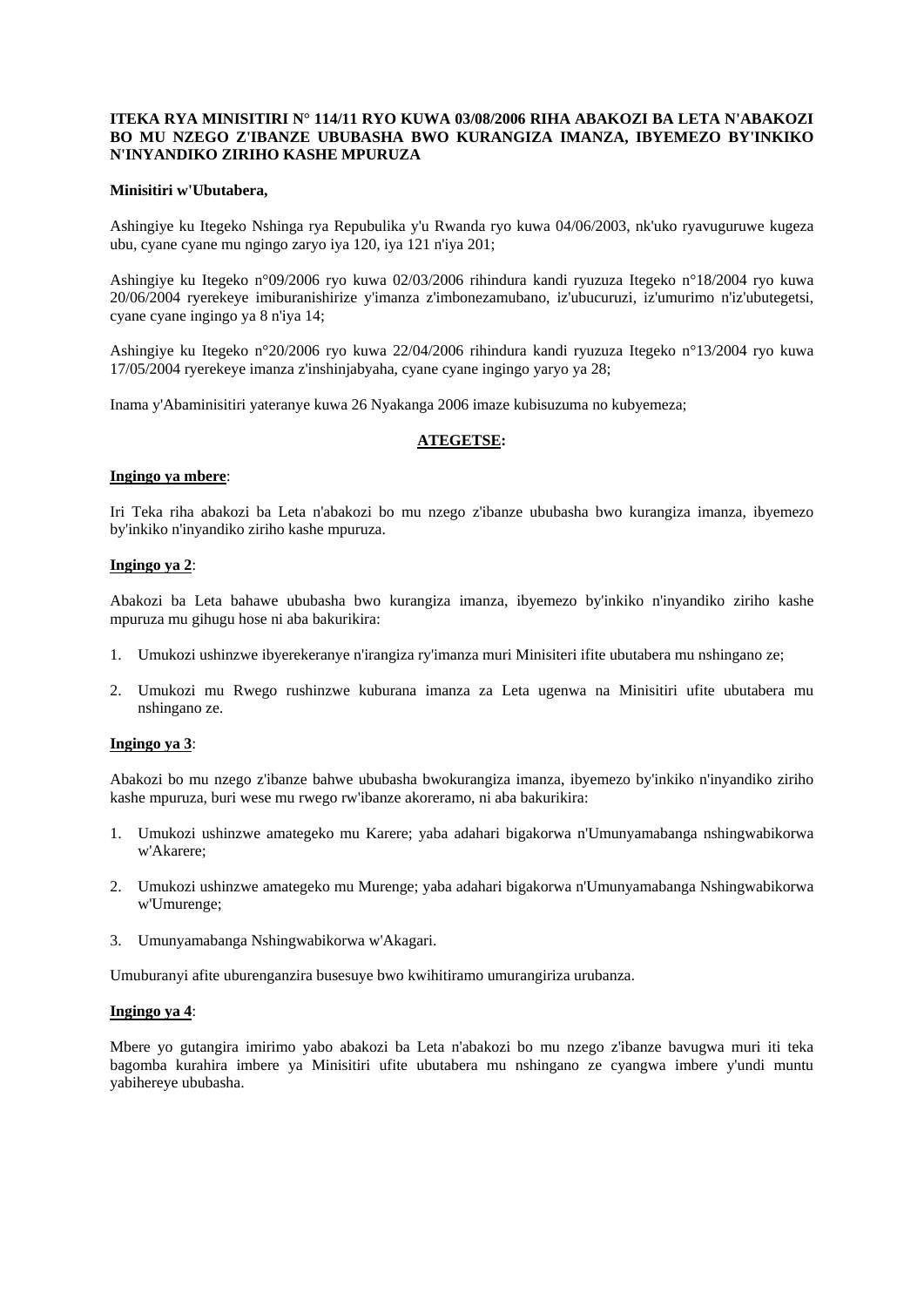**ITEKA RYA MINISITIRI N° 114/11 RYO KUWA 03/08/2006 RIHA ABAKOZI BA LETA N'ABAKOZI BO MU NZEGO Z'IBANZE UBUBASHA BWO KURANGIZA IMANZA, IBYEMEZO BY'INKIKO N'INYANDIKO ZIRIHO KASHE MPURUZA**

**Minisitiri w'Ubutabera,**

Ashingiye ku Itegeko Nshinga rya Repubulika y'u Rwanda ryo kuwa 04/06/2003, nk'uko ryavuguruwe kugeza ubu, cyane cyane mu ngingo zaryo iya 120, iya 121 n'iya 201;

Ashingiye ku Itegeko n°09/2006 ryo kuwa 02/03/2006 rihindura kandi ryuzuza Itegeko n°18/2004 ryo kuwa 20/06/2004 ryerekeye imiburanishirize y'imanza z'imbonezamubano, iz'ubucuruzi, iz'umurimo n'iz'ubutegetsi, cyane cyane ingingo ya 8 n'iya 14;

Ashingiye ku Itegeko n°20/2006 ryo kuwa 22/04/2006 rihindura kandi ryuzuza Itegeko n°13/2004 ryo kuwa 17/05/2004 ryerekeye imanza z'inshinjabyaha, cyane cyane ingingo yaryo ya 28;

Inama y'Abaminisitiri yateranye kuwa 26 Nyakanga 2006 imaze kubisuzuma no kubyemeza;

**ATEGETSE:**

**Ingingo ya mbere**:

Iri Teka riha abakozi ba Leta n'abakozi bo mu nzego z'ibanze ububasha bwo kurangiza imanza, ibyemezo by'inkiko n'inyandiko ziriho kashe mpuruza.

**Ingingo ya 2**:

Abakozi ba Leta bahawe ububasha bwo kurangiza imanza, ibyemezo by'inkiko n'inyandiko ziriho kashe mpuruza mu gihugu hose ni aba bakurikira:

1. Umukozi ushinzwe ibyerekeranye n'irangiza ry'imanza muri Minisiteri ifite ubutabera mu nshingano ze;
2. Umukozi mu Rwego rushinzwe kuburana imanza za Leta ugenwa na Minisitiri ufite ubutabera mu nshingano ze.

**Ingingo ya 3**:

Abakozi bo mu nzego z'ibanze bahwe ububasha bwokurangiza imanza, ibyemezo by'inkiko n'inyandiko ziriho kashe mpuruza, buri wese mu rwego rw'ibanze akoreramo, ni aba bakurikira:

1. Umukozi ushinzwe amategeko mu Karere; yaba adahari bigakorwa n'Umunyamabanga nshingwabikorwa w'Akarere;
2. Umukozi ushinzwe amategeko mu Murenge; yaba adahari bigakorwa n'Umunyamabanga Nshingwabikorwa w'Umurenge;
3. Umunyamabanga Nshingwabikorwa w'Akagari.

Umuburanyi afite uburenganzira busesuye bwo kwihitiramo umurangiriza urubanza.

**Ingingo ya 4**:

Mbere yo gutangira imirimo yabo abakozi ba Leta n'abakozi bo mu nzego z'ibanze bavugwa muri iti teka bagomba kurahira imbere ya Minisitiri ufite ubutabera mu nshingano ze cyangwa imbere y'undi muntu yabihereye ububasha.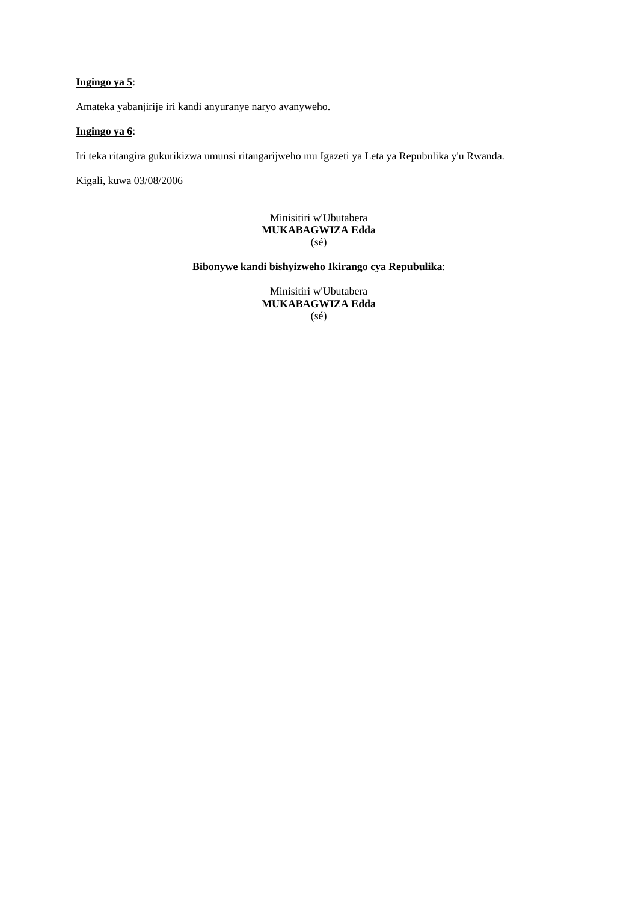**Ingingo ya 5**:

Amateka yabanjirije iri kandi anyuranye naryo avanyweho.

**Ingingo ya 6**:

Iri teka ritangira gukurikizwa umunsi ritangarijweho mu Igazeti ya Leta ya Repubulika y'u Rwanda.

Kigali, kuwa 03/08/2006

Minisitiri w'Ubutabera
**MUKABAGWIZA Edda**
(sé)

**Bibonywe kandi bishyizweho Ikirango cya Repubulika**:

Minisitiri w'Ubutabera
**MUKABAGWIZA Edda**
(sé)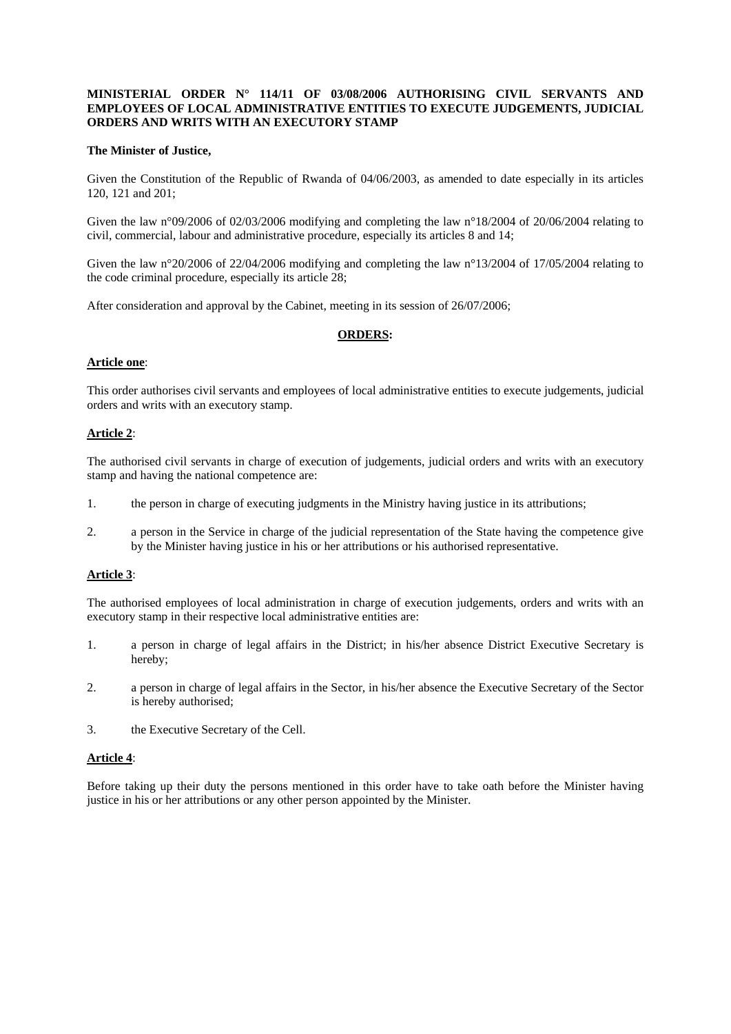**MINISTERIAL ORDER N° 114/11 OF 03/08/2006 AUTHORISING CIVIL SERVANTS AND EMPLOYEES OF LOCAL ADMINISTRATIVE ENTITIES TO EXECUTE JUDGEMENTS, JUDICIAL ORDERS AND WRITS WITH AN EXECUTORY STAMP**

**The Minister of Justice,**

Given the Constitution of the Republic of Rwanda of 04/06/2003, as amended to date especially in its articles 120, 121 and 201;

Given the law n°09/2006 of 02/03/2006 modifying and completing the law n°18/2004 of 20/06/2004 relating to civil, commercial, labour and administrative procedure, especially its articles 8 and 14;

Given the law n°20/2006 of 22/04/2006 modifying and completing the law n°13/2004 of 17/05/2004 relating to the code criminal procedure, especially its article 28;

After consideration and approval by the Cabinet, meeting in its session of 26/07/2006;

**ORDERS:**

**Article one**:

This order authorises civil servants and employees of local administrative entities to execute judgements, judicial orders and writs with an executory stamp.

**Article 2**:

The authorised civil servants in charge of execution of judgements, judicial orders and writs with an executory stamp and having the national competence are:

1. the person in charge of executing judgments in the Ministry having justice in its attributions;
2. a person in the Service in charge of the judicial representation of the State having the competence give by the Minister having justice in his or her attributions or his authorised representative.

**Article 3**:

The authorised employees of local administration in charge of execution judgements, orders and writs with an executory stamp in their respective local administrative entities are:

1. a person in charge of legal affairs in the District; in his/her absence District Executive Secretary is hereby;
2. a person in charge of legal affairs in the Sector, in his/her absence the Executive Secretary of the Sector is hereby authorised;
3. the Executive Secretary of the Cell.

**Article 4**:

Before taking up their duty the persons mentioned in this order have to take oath before the Minister having justice in his or her attributions or any other person appointed by the Minister.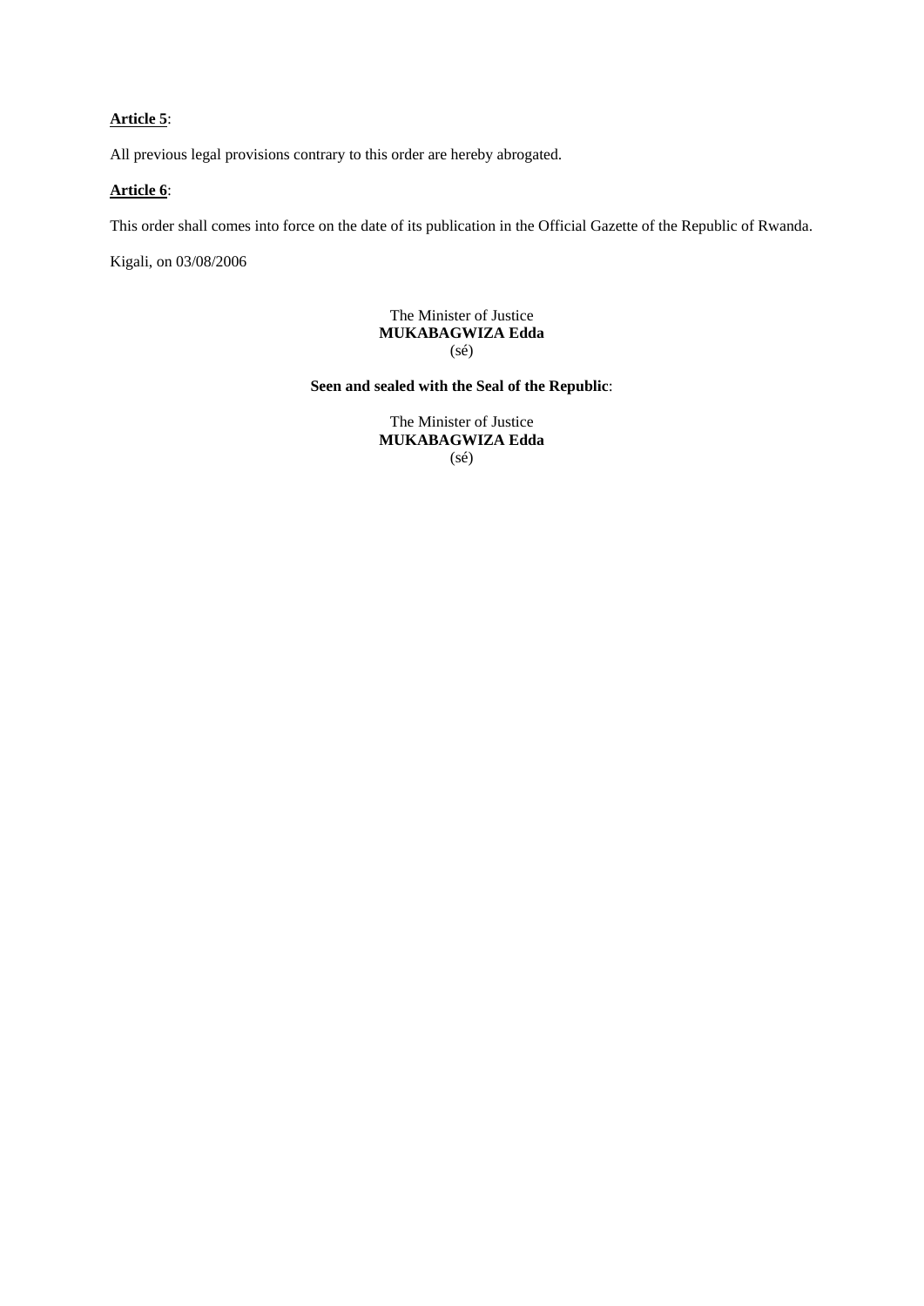**Article 5**:

All previous legal provisions contrary to this order are hereby abrogated.

**Article 6**:

This order shall comes into force on the date of its publication in the Official Gazette of the Republic of Rwanda.

Kigali, on 03/08/2006

The Minister of Justice
**MUKABAGWIZA Edda**
(sé)

**Seen and sealed with the Seal of the Republic**:

The Minister of Justice
**MUKABAGWIZA Edda**
(sé)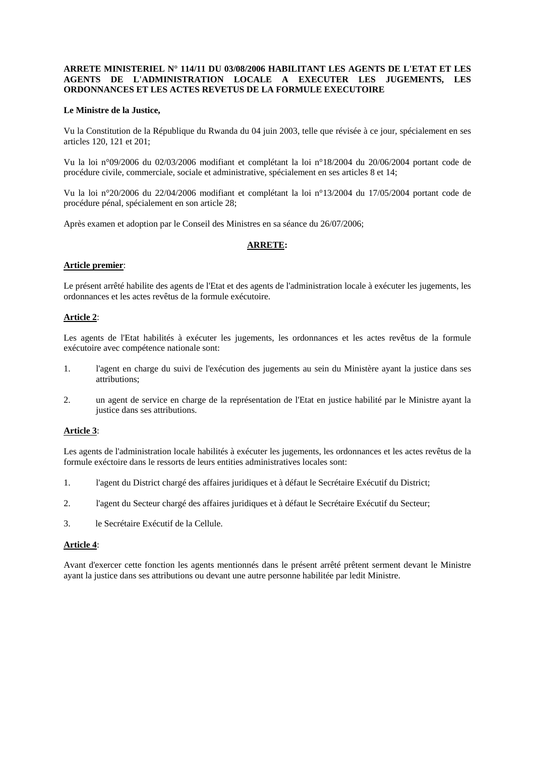**ARRETE MINISTERIEL N° 114/11 DU 03/08/2006 HABILITANT LES AGENTS DE L'ETAT ET LES AGENTS DE L'ADMINISTRATION LOCALE A EXECUTER LES JUGEMENTS, LES ORDONNANCES ET LES ACTES REVETUS DE LA FORMULE EXECUTOIRE**

**Le Ministre de la Justice,**

Vu la Constitution de la République du Rwanda du 04 juin 2003, telle que révisée à ce jour, spécialement en ses articles 120, 121 et 201;

Vu la loi n°09/2006 du 02/03/2006 modifiant et complétant la loi n°18/2004 du 20/06/2004 portant code de procédure civile, commerciale, sociale et administrative, spécialement en ses articles 8 et 14;

Vu la loi n°20/2006 du 22/04/2006 modifiant et complétant la loi n°13/2004 du 17/05/2004 portant code de procédure pénal, spécialement en son article 28;

Après examen et adoption par le Conseil des Ministres en sa séance du 26/07/2006;

**ARRETE:**

**Article premier**:

Le présent arrêté habilite des agents de l'Etat et des agents de l'administration locale à exécuter les jugements, les ordonnances et les actes revêtus de la formule exécutoire.

**Article 2**:

Les agents de l'Etat habilités à exécuter les jugements, les ordonnances et les actes revêtus de la formule exécutoire avec compétence nationale sont:

1. l'agent en charge du suivi de l'exécution des jugements au sein du Ministère ayant la justice dans ses attributions;

2. un agent de service en charge de la représentation de l'Etat en justice habilité par le Ministre ayant la justice dans ses attributions.

**Article 3**:

Les agents de l'administration locale habilités à exécuter les jugements, les ordonnances et les actes revêtus de la formule exéctoire dans le ressorts de leurs entities administratives locales sont:

1. l'agent du District chargé des affaires juridiques et à défaut le Secrétaire Exécutif du District;

2. l'agent du Secteur chargé des affaires juridiques et à défaut le Secrétaire Exécutif du Secteur;

3. le Secrétaire Exécutif de la Cellule.

**Article 4**:

Avant d'exercer cette fonction les agents mentionnés dans le présent arrêté prêtent serment devant le Ministre ayant la justice dans ses attributions ou devant une autre personne habilitée par ledit Ministre.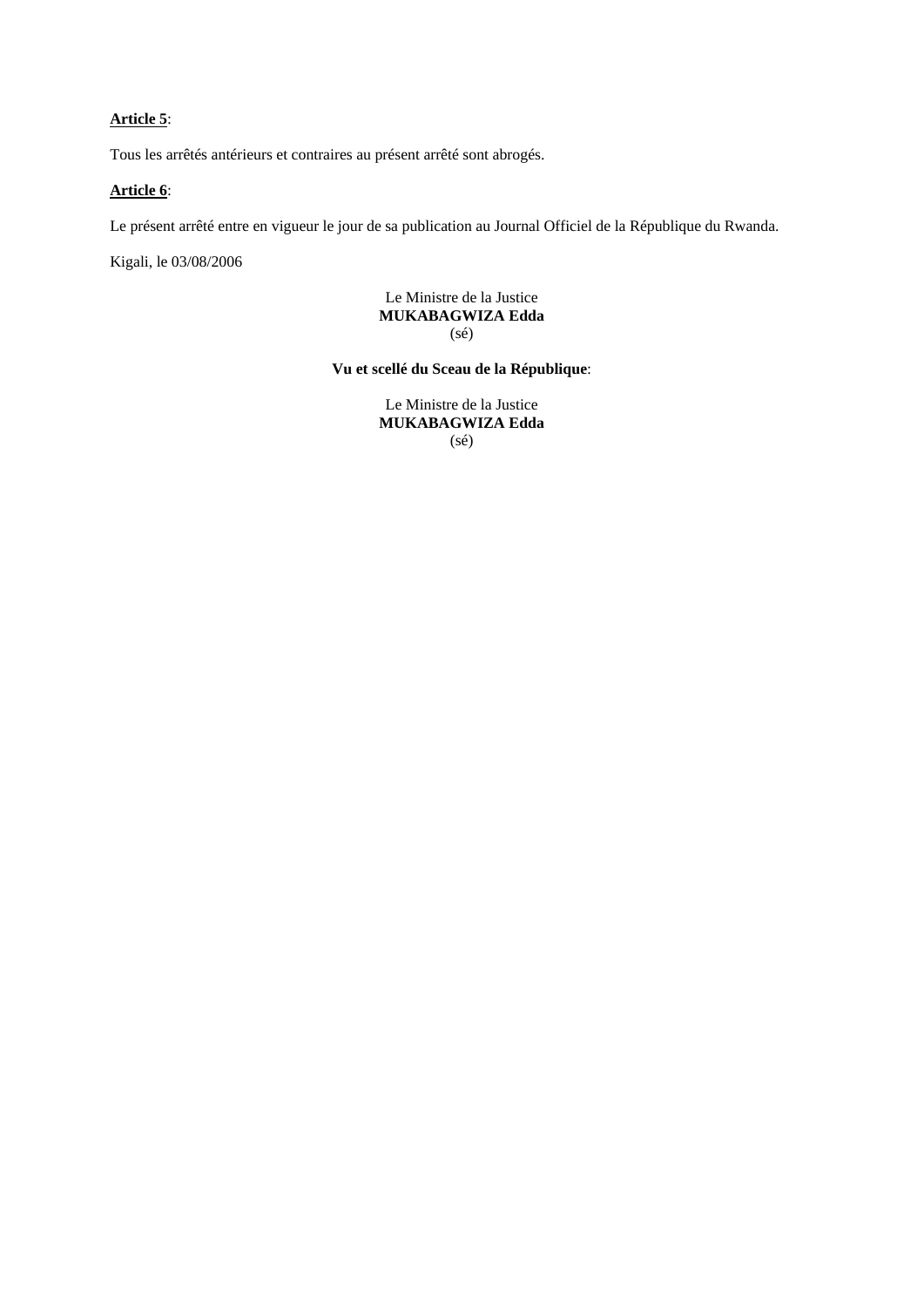**<u>Article 5</u>**:

Tous les arrêtés antérieurs et contraires au présent arrêté sont abrogés.

**<u>Article 6</u>**:

Le présent arrêté entre en vigueur le jour de sa publication au Journal Officiel de la République du Rwanda.

Kigali, le 03/08/2006

Le Ministre de la Justice
**MUKABAGWIZA Edda**
(sé)

**Vu et scellé du Sceau de la République**:

Le Ministre de la Justice
**MUKABAGWIZA Edda**
(sé)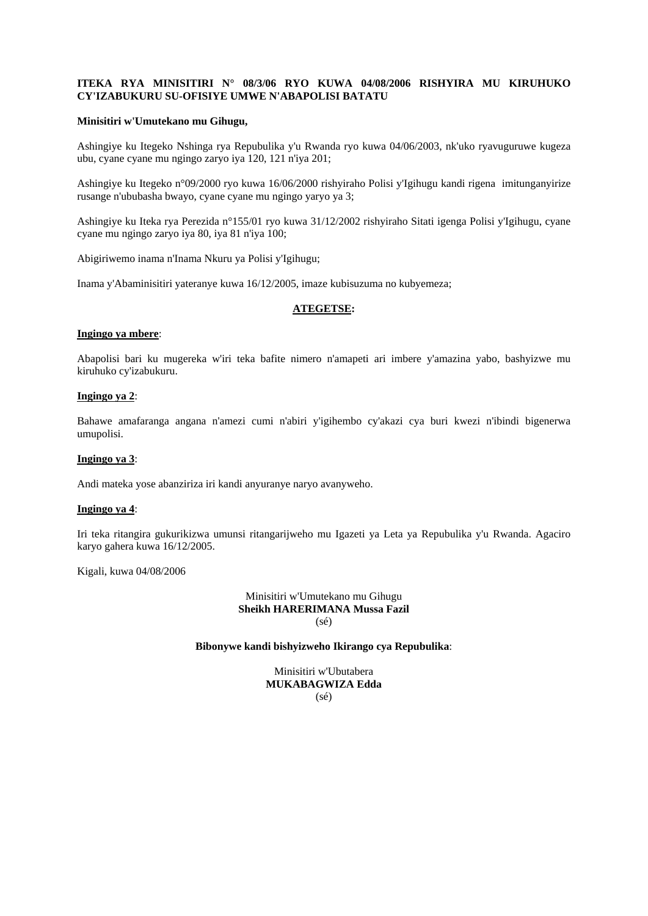**ITEKA RYA MINISITIRI N° 08/3/06 RYO KUWA 04/08/2006 RISHYIRA MU KIRUHUKO CY'IZABUKURU SU-OFISIYE UMWE N'ABAPOLISI BATATU**

**Minisitiri w'Umutekano mu Gihugu,**

Ashingiye ku Itegeko Nshinga rya Repubulika y'u Rwanda ryo kuwa 04/06/2003, nk'uko ryavuguruwe kugeza ubu, cyane cyane mu ngingo zaryo iya 120, 121 n'iya 201;

Ashingiye ku Itegeko n°09/2000 ryo kuwa 16/06/2000 rishyiraho Polisi y'Igihugu kandi rigena imitunganyirize rusange n'ububasha bwayo, cyane cyane mu ngingo yaryo ya 3;

Ashingiye ku Iteka rya Perezida n°155/01 ryo kuwa 31/12/2002 rishyiraho Sitati igenga Polisi y'Igihugu, cyane cyane mu ngingo zaryo iya 80, iya 81 n'iya 100;

Abigiriwemo inama n'Inama Nkuru ya Polisi y'Igihugu;

Inama y'Abaminisitiri yateranye kuwa 16/12/2005, imaze kubisuzuma no kubyemeza;

**ATEGETSE:**

**Ingingo ya mbere**:

Abapolisi bari ku mugereka w'iri teka bafite nimero n'amapeti ari imbere y'amazina yabo, bashyizwe mu kiruhuko cy'izabukuru.

**Ingingo ya 2**:

Bahawe amafaranga angana n'amezi cumi n'abiri y'igihembo cy'akazi cya buri kwezi n'ibindi bigenerwa umupolisi.

**Ingingo ya 3**:

Andi mateka yose abanziriza iri kandi anyuranye naryo avanyweho.

**Ingingo ya 4**:

Iri teka ritangira gukurikizwa umunsi ritangarijweho mu Igazeti ya Leta ya Repubulika y'u Rwanda. Agaciro karyo gahera kuwa 16/12/2005.

Kigali, kuwa 04/08/2006

Minisitiri w'Umutekano mu Gihugu
**Sheikh HARERIMANA Mussa Fazil**
(sé)

**Bibonywe kandi bishyizweho Ikirango cya Repubulika**:

Minisitiri w'Ubutabera
**MUKABAGWIZA Edda**
(sé)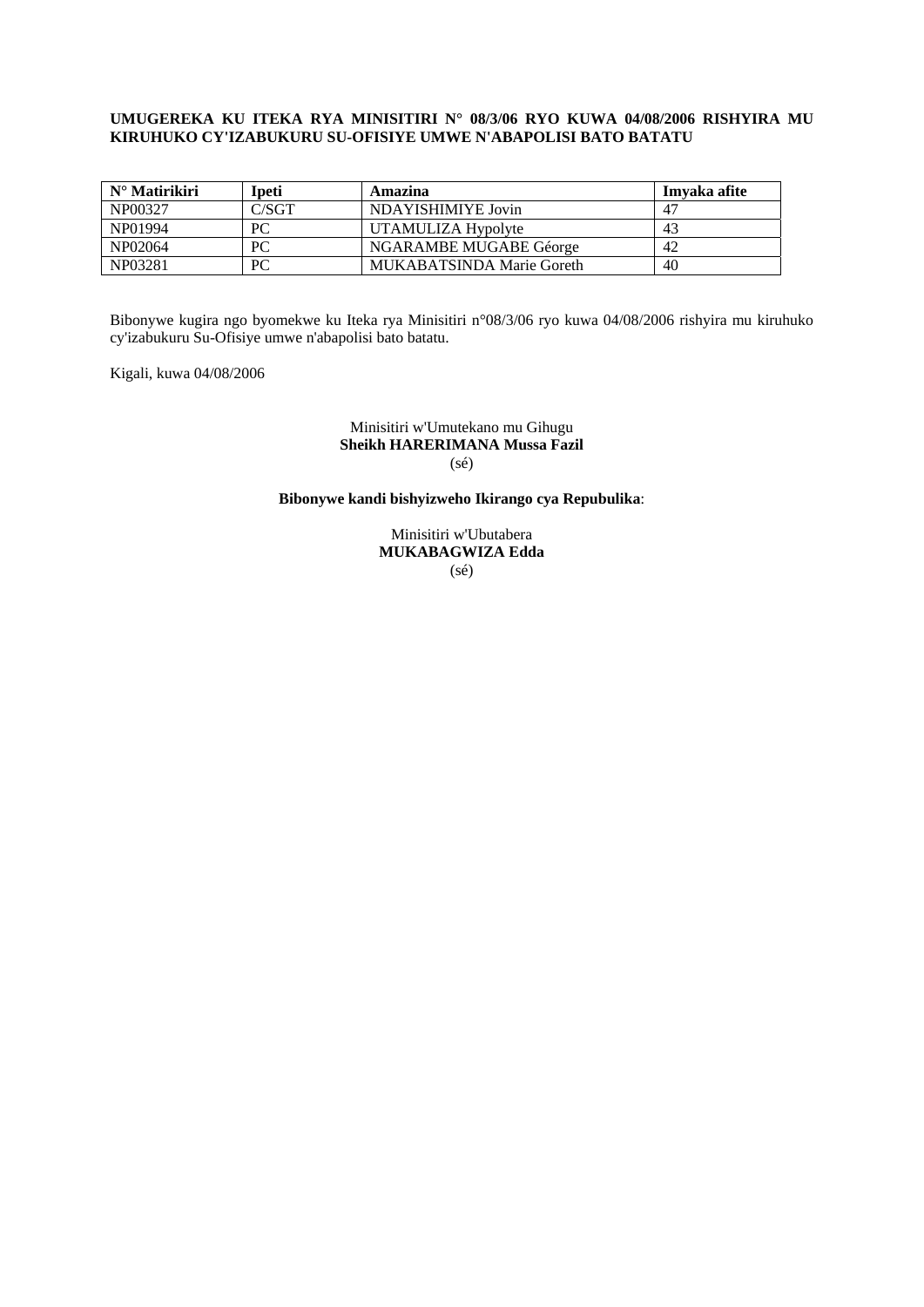**UMUGEREKA KU ITEKA RYA MINISITIRI N° 08/3/06 RYO KUWA 04/08/2006 RISHYIRA MU KIRUHUKO CY'IZABUKURU SU-OFISIYE UMWE N'ABAPOLISI BATO BATATU**

| N° Matirikiri | Ipeti | Amazina | Imyaka afite |
|---|---|---|---|
| NP00327 | C/SGT | NDAYISHIMIYE Jovin | 47 |
| NP01994 | PC | UTAMULIZA Hypolyte | 43 |
| NP02064 | PC | NGARAMBE MUGABE Géorge | 42 |
| NP03281 | PC | MUKABATSINDA Marie Goreth | 40 |

Bibonywe kugira ngo byomekwe ku Iteka rya Minisitiri n°08/3/06 ryo kuwa 04/08/2006 rishyira mu kiruhuko cy'izabukuru Su-Ofisiye umwe n'abapolisi bato batatu.

Kigali, kuwa 04/08/2006

Minisitiri w'Umutekano mu Gihugu
**Sheikh HARERIMANA Mussa Fazil**
(sé)

**Bibonywe kandi bishyizweho Ikirango cya Repubulika**:

Minisitiri w'Ubutabera
**MUKABAGWIZA Edda**
(sé)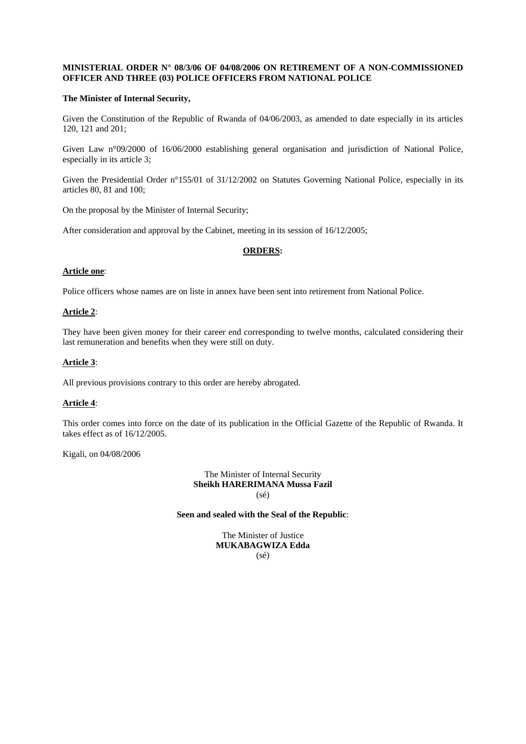**MINISTERIAL ORDER N° 08/3/06 OF 04/08/2006 ON RETIREMENT OF A NON-COMMISSIONED OFFICER AND THREE (03) POLICE OFFICERS FROM NATIONAL POLICE**

**The Minister of Internal Security,**

Given the Constitution of the Republic of Rwanda of 04/06/2003, as amended to date especially in its articles 120, 121 and 201;

Given Law n°09/2000 of 16/06/2000 establishing general organisation and jurisdiction of National Police, especially in its article 3;

Given the Presidential Order n°155/01 of 31/12/2002 on Statutes Governing National Police, especially in its articles 80, 81 and 100;

On the proposal by the Minister of Internal Security;

After consideration and approval by the Cabinet, meeting in its session of 16/12/2005;

**ORDERS:**

**Article one**:

Police officers whose names are on liste in annex have been sent into retirement from National Police.

**Article 2**:

They have been given money for their career end corresponding to twelve months, calculated considering their last remuneration and benefits when they were still on duty.

**Article 3**:

All previous provisions contrary to this order are hereby abrogated.

**Article 4**:

This order comes into force on the date of its publication in the Official Gazette of the Republic of Rwanda. It takes effect as of 16/12/2005.

Kigali, on 04/08/2006

The Minister of Internal Security
**Sheikh HARERIMANA Mussa Fazil**
(sé)

**Seen and sealed with the Seal of the Republic**:

The Minister of Justice
**MUKABAGWIZA Edda**
(sé)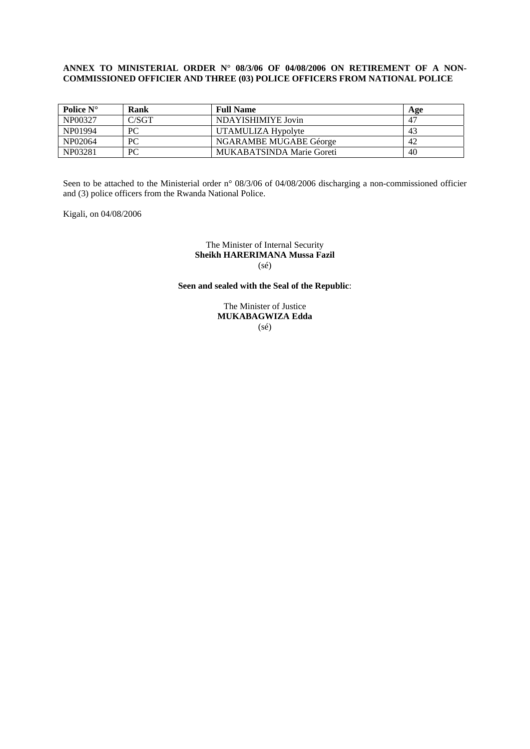**ANNEX TO MINISTERIAL ORDER N° 08/3/06 OF 04/08/2006 ON RETIREMENT OF A NON-COMMISSIONED OFFICIER AND THREE (03) POLICE OFFICERS FROM NATIONAL POLICE**

| Police N° | Rank | Full Name | Age |
|---|---|---|---|
| NP00327 | C/SGT | NDAYISHIMIYE Jovin | 47 |
| NP01994 | PC | UTAMULIZA Hypolyte | 43 |
| NP02064 | PC | NGARAMBE MUGABE Géorge | 42 |
| NP03281 | PC | MUKABATSINDA Marie Goreti | 40 |

Seen to be attached to the Ministerial order n° 08/3/06 of 04/08/2006 discharging a non-commissioned officier and (3) police officers from the Rwanda National Police.

Kigali, on 04/08/2006

The Minister of Internal Security
**Sheikh HARERIMANA Mussa Fazil**
(sé)

**Seen and sealed with the Seal of the Republic**:

The Minister of Justice
**MUKABAGWIZA Edda**
(sé)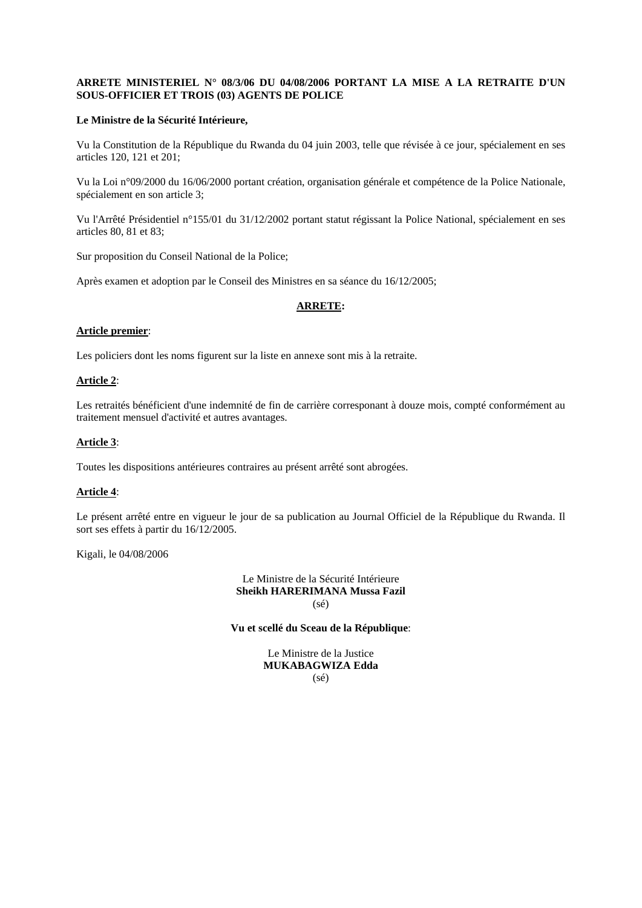**ARRETE MINISTERIEL N° 08/3/06 DU 04/08/2006 PORTANT LA MISE A LA RETRAITE D'UN SOUS-OFFICIER ET TROIS (03) AGENTS DE POLICE**

**Le Ministre de la Sécurité Intérieure,**

Vu la Constitution de la République du Rwanda du 04 juin 2003, telle que révisée à ce jour, spécialement en ses articles 120, 121 et 201;

Vu la Loi n°09/2000 du 16/06/2000 portant création, organisation générale et compétence de la Police Nationale, spécialement en son article 3;

Vu l'Arrêté Présidentiel n°155/01 du 31/12/2002 portant statut régissant la Police National, spécialement en ses articles 80, 81 et 83;

Sur proposition du Conseil National de la Police;

Après examen et adoption par le Conseil des Ministres en sa séance du 16/12/2005;

**ARRETE:**

**Article premier**:

Les policiers dont les noms figurent sur la liste en annexe sont mis à la retraite.

**Article 2**:

Les retraités bénéficient d'une indemnité de fin de carrière corresponant à douze mois, compté conformément au traitement mensuel d'activité et autres avantages.

**Article 3**:

Toutes les dispositions antérieures contraires au présent arrêté sont abrogées.

**Article 4**:

Le présent arrêté entre en vigueur le jour de sa publication au Journal Officiel de la République du Rwanda. Il sort ses effets à partir du 16/12/2005.

Kigali, le 04/08/2006

Le Ministre de la Sécurité Intérieure
**Sheikh HARERIMANA Mussa Fazil**
(sé)

**Vu et scellé du Sceau de la République**:

Le Ministre de la Justice
**MUKABAGWIZA Edda**
(sé)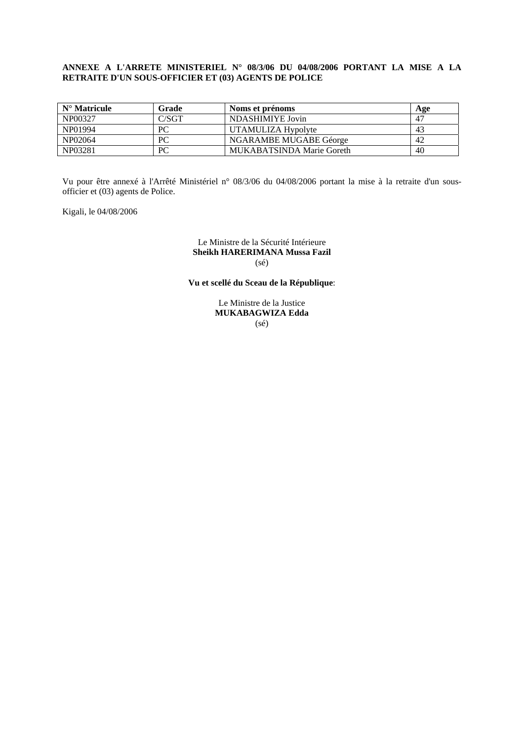**ANNEXE A L'ARRETE MINISTERIEL N° 08/3/06 DU 04/08/2006 PORTANT LA MISE A LA RETRAITE D'UN SOUS-OFFICIER ET (03) AGENTS DE POLICE**

| N° Matricule | Grade | Noms et prénoms | Age |
|---|---|---|---|
| NP00327 | C/SGT | NDASHIMIYE Jovin | 47 |
| NP01994 | PC | UTAMULIZA Hypolyte | 43 |
| NP02064 | PC | NGARAMBE MUGABE Géorge | 42 |
| NP03281 | PC | MUKABATSINDA Marie Goreth | 40 |

Vu pour être annexé à l'Arrêté Ministériel n° 08/3/06 du 04/08/2006 portant la mise à la retraite d'un sous-officier et (03) agents de Police.

Kigali, le 04/08/2006

Le Ministre de la Sécurité Intérieure
**Sheikh HARERIMANA Mussa Fazil**
(sé)

**Vu et scellé du Sceau de la République**:

Le Ministre de la Justice
**MUKABAGWIZA Edda**
(sé)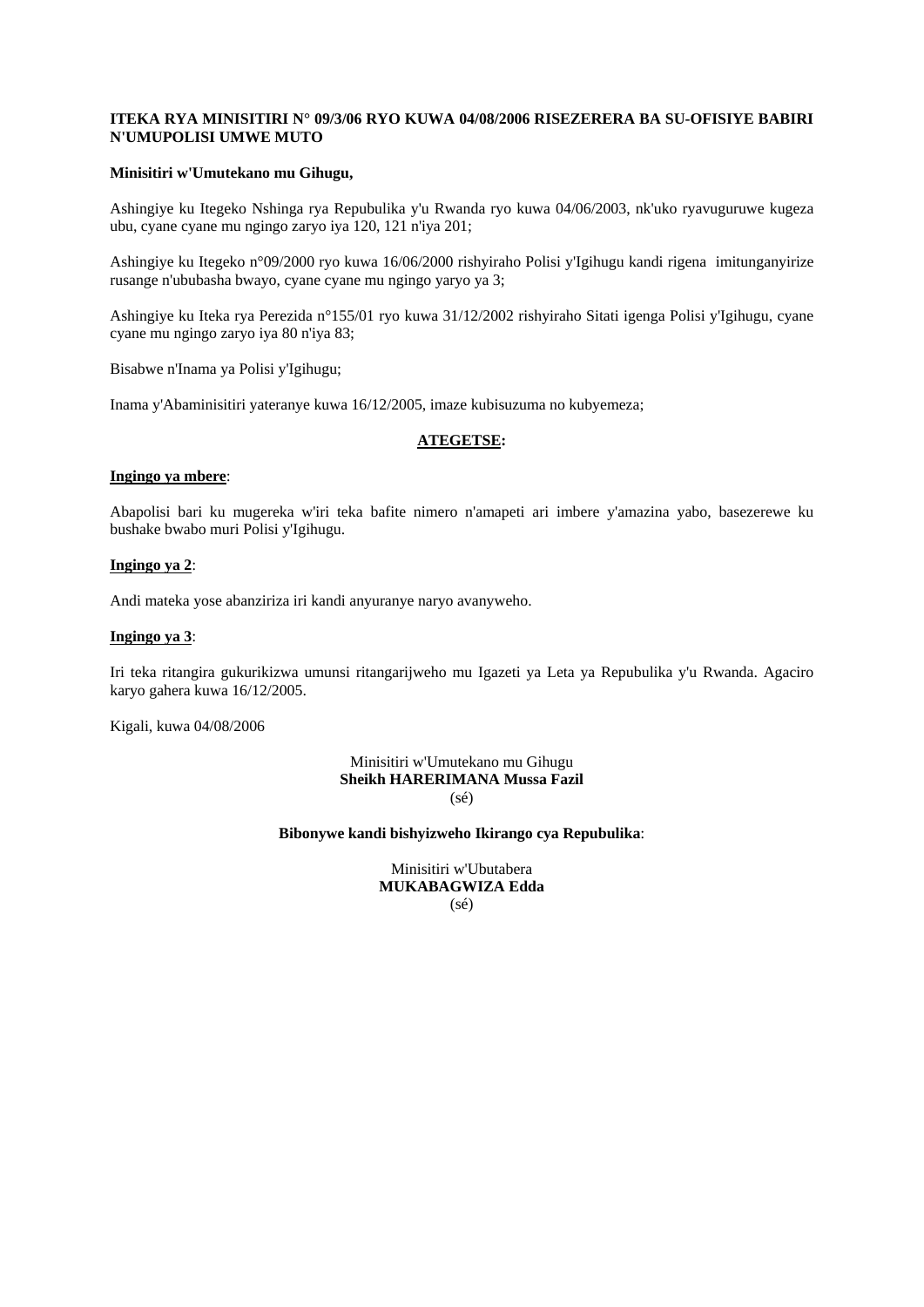**ITEKA RYA MINISITIRI N° 09/3/06 RYO KUWA 04/08/2006 RISEZERERA BA SU-OFISIYE BABIRI N'UMUPOLISI UMWE MUTO**

**Minisitiri w'Umutekano mu Gihugu,**

Ashingiye ku Itegeko Nshinga rya Repubulika y'u Rwanda ryo kuwa 04/06/2003, nk'uko ryavuguruwe kugeza ubu, cyane cyane mu ngingo zaryo iya 120, 121 n'iya 201;

Ashingiye ku Itegeko n°09/2000 ryo kuwa 16/06/2000 rishyiraho Polisi y'Igihugu kandi rigena imitunganyirize rusange n'ububasha bwayo, cyane cyane mu ngingo yaryo ya 3;

Ashingiye ku Iteka rya Perezida n°155/01 ryo kuwa 31/12/2002 rishyiraho Sitati igenga Polisi y'Igihugu, cyane cyane mu ngingo zaryo iya 80 n'iya 83;

Bisabwe n'Inama ya Polisi y'Igihugu;

Inama y'Abaminisitiri yateranye kuwa 16/12/2005, imaze kubisuzuma no kubyemeza;

**ATEGETSE:**

**Ingingo ya mbere**:

Abapolisi bari ku mugereka w'iri teka bafite nimero n'amapeti ari imbere y'amazina yabo, basezerewe ku bushake bwabo muri Polisi y'Igihugu.

**Ingingo ya 2**:

Andi mateka yose abanziriza iri kandi anyuranye naryo avanyweho.

**Ingingo ya 3**:

Iri teka ritangira gukurikizwa umunsi ritangarijweho mu Igazeti ya Leta ya Repubulika y'u Rwanda. Agaciro karyo gahera kuwa 16/12/2005.

Kigali, kuwa 04/08/2006

Minisitiri w'Umutekano mu Gihugu
**Sheikh HARERIMANA Mussa Fazil**
(sé)

**Bibonywe kandi bishyizweho Ikirango cya Repubulika**:

Minisitiri w'Ubutabera
**MUKABAGWIZA Edda**
(sé)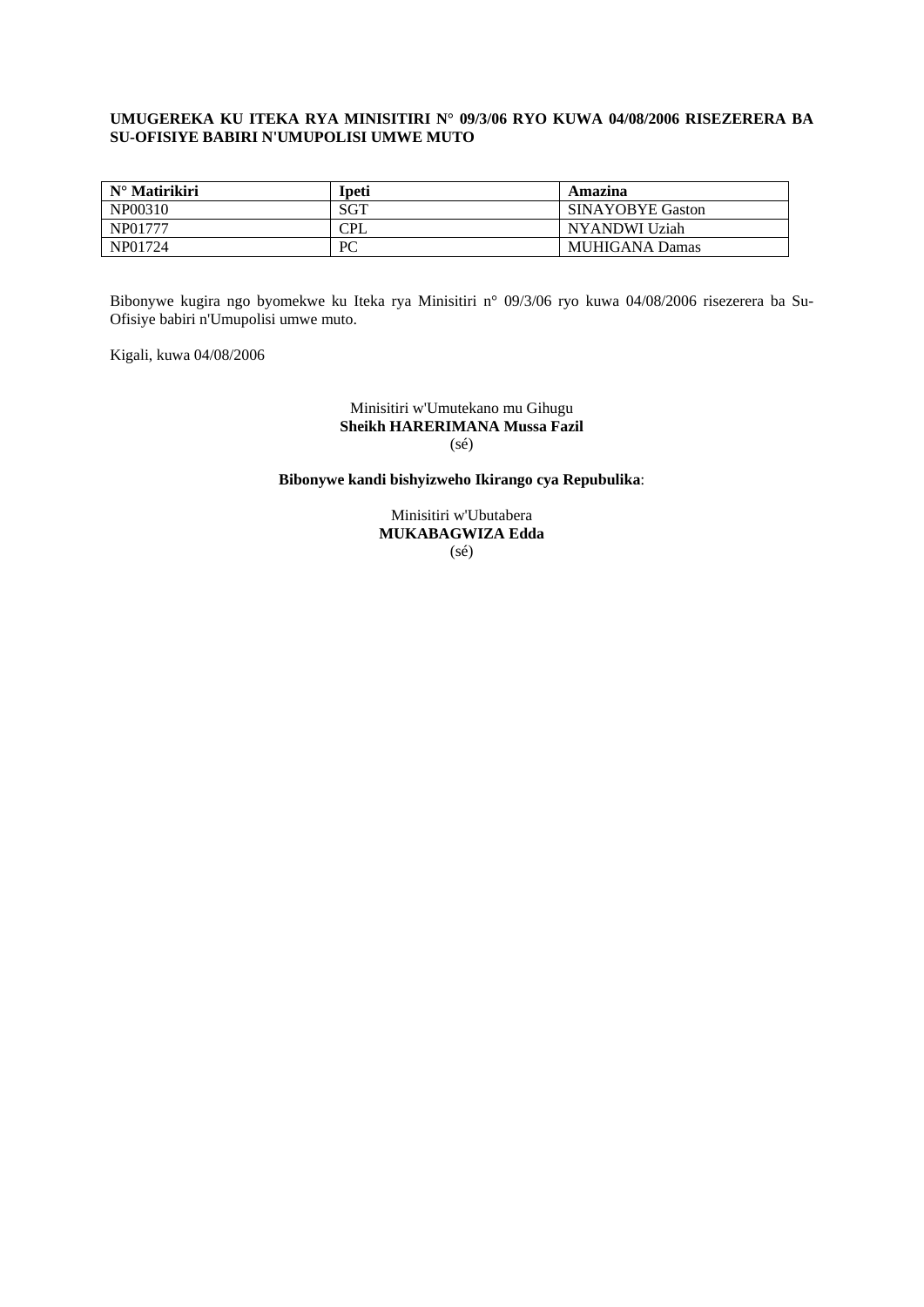**UMUGEREKA KU ITEKA RYA MINISITIRI N° 09/3/06 RYO KUWA 04/08/2006 RISEZERERA BA SU-OFISIYE BABIRI N'UMUPOLISI UMWE MUTO**

| N° Matirikiri | Ipeti | Amazina |
|---|---|---|
| NP00310 | SGT | SINAYOBYE Gaston |
| NP01777 | CPL | NYANDWI Uziah |
| NP01724 | PC | MUHIGANA Damas |

Bibonywe kugira ngo byomekwe ku Iteka rya Minisitiri n° 09/3/06 ryo kuwa 04/08/2006 risezerera ba Su-Ofisiye babiri n'Umupolisi umwe muto.

Kigali, kuwa 04/08/2006

Minisitiri w'Umutekano mu Gihugu
**Sheikh HARERIMANA Mussa Fazil**
(sé)

**Bibonywe kandi bishyizweho Ikirango cya Repubulika**:

Minisitiri w'Ubutabera
**MUKABAGWIZA Edda**
(sé)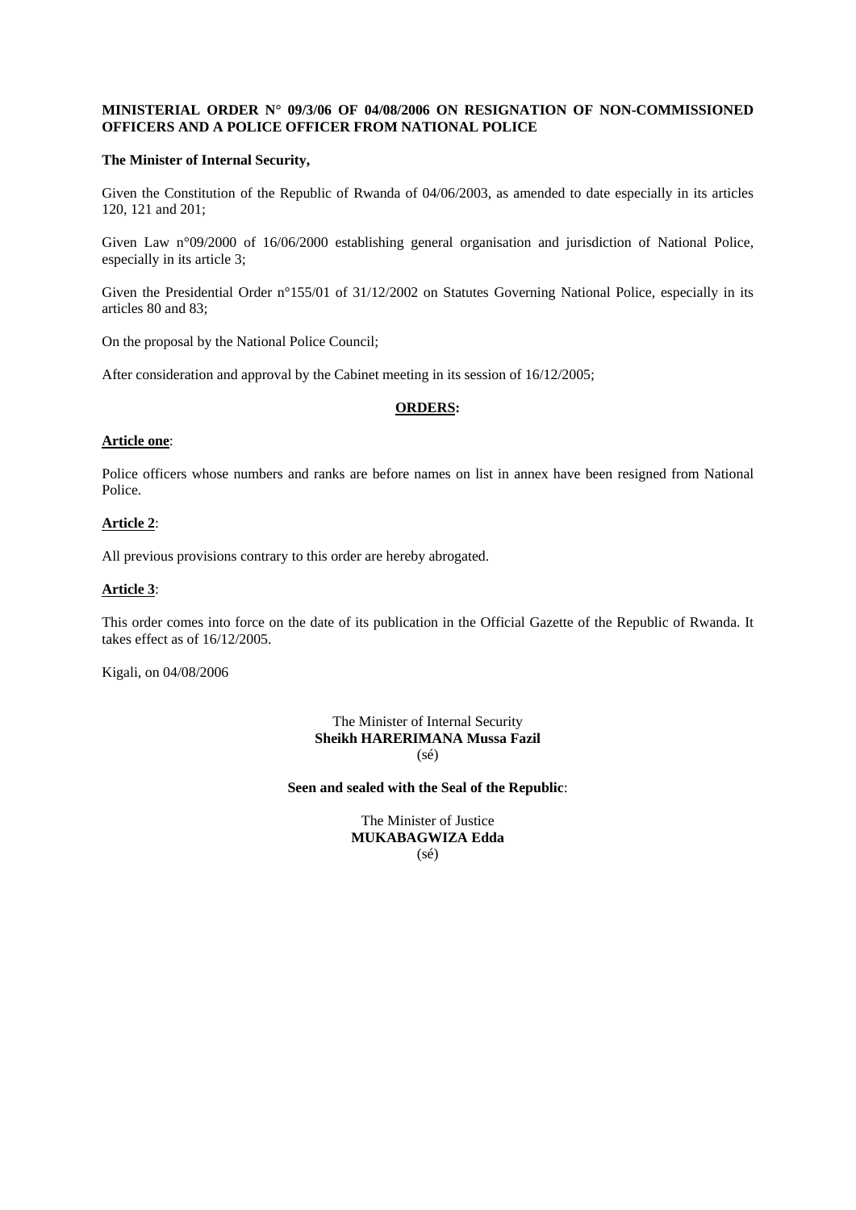**MINISTERIAL ORDER N° 09/3/06 OF 04/08/2006 ON RESIGNATION OF NON-COMMISSIONED OFFICERS AND A POLICE OFFICER FROM NATIONAL POLICE**

**The Minister of Internal Security,**

Given the Constitution of the Republic of Rwanda of 04/06/2003, as amended to date especially in its articles 120, 121 and 201;

Given Law n°09/2000 of 16/06/2000 establishing general organisation and jurisdiction of National Police, especially in its article 3;

Given the Presidential Order n°155/01 of 31/12/2002 on Statutes Governing National Police, especially in its articles 80 and 83;

On the proposal by the National Police Council;

After consideration and approval by the Cabinet meeting in its session of 16/12/2005;

**ORDERS:**

**Article one**:

Police officers whose numbers and ranks are before names on list in annex have been resigned from National Police.

**Article 2**:

All previous provisions contrary to this order are hereby abrogated.

**Article 3**:

This order comes into force on the date of its publication in the Official Gazette of the Republic of Rwanda. It takes effect as of 16/12/2005.

Kigali, on 04/08/2006

The Minister of Internal Security
**Sheikh HARERIMANA Mussa Fazil**
(sé)

**Seen and sealed with the Seal of the Republic**:

The Minister of Justice
**MUKABAGWIZA Edda**
(sé)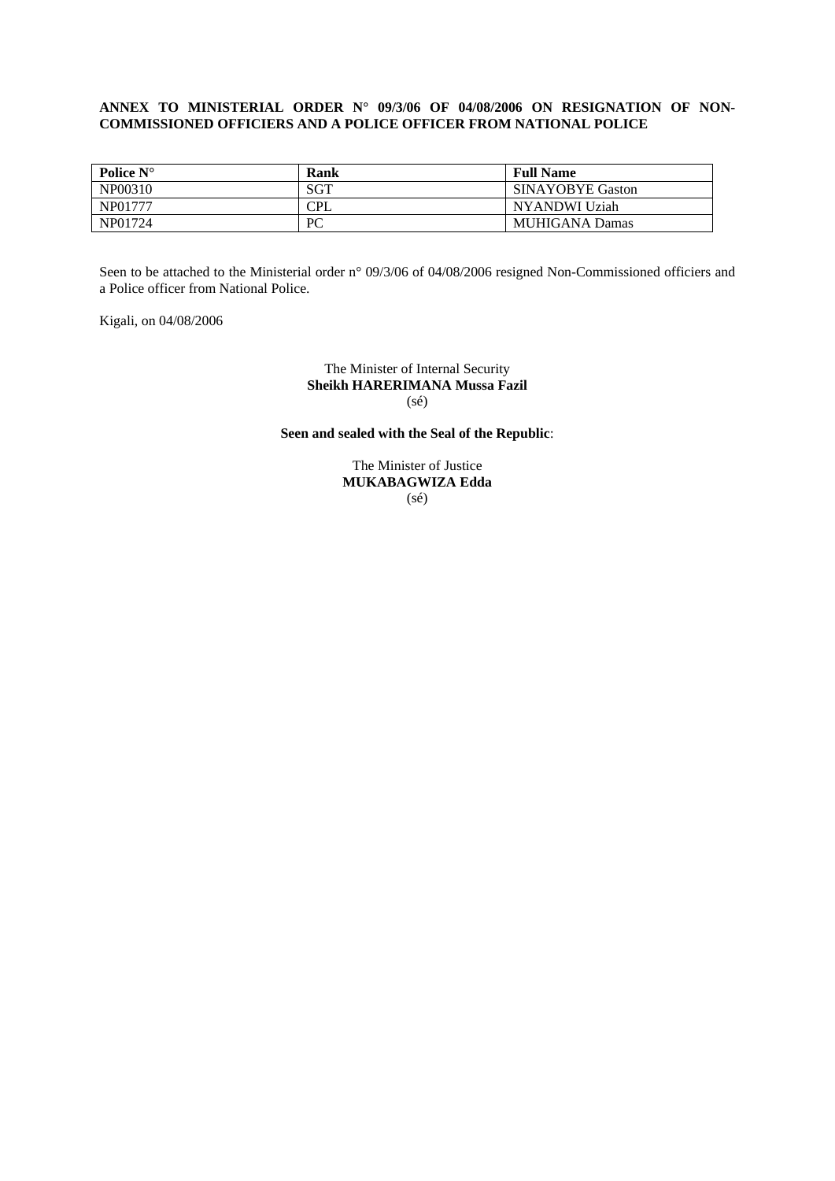**ANNEX TO MINISTERIAL ORDER N° 09/3/06 OF 04/08/2006 ON RESIGNATION OF NON-COMMISSIONED OFFICIERS AND A POLICE OFFICER FROM NATIONAL POLICE**

| Police N° | Rank | Full Name |
|---|---|---|
| NP00310 | SGT | SINAYOBYE Gaston |
| NP01777 | CPL | NYANDWI Uziah |
| NP01724 | PC | MUHIGANA Damas |

Seen to be attached to the Ministerial order n° 09/3/06 of 04/08/2006 resigned Non-Commissioned officiers and a Police officer from National Police.

Kigali, on 04/08/2006

The Minister of Internal Security
**Sheikh HARERIMANA Mussa Fazil**
(sé)

**Seen and sealed with the Seal of the Republic**:

The Minister of Justice
**MUKABAGWIZA Edda**
(sé)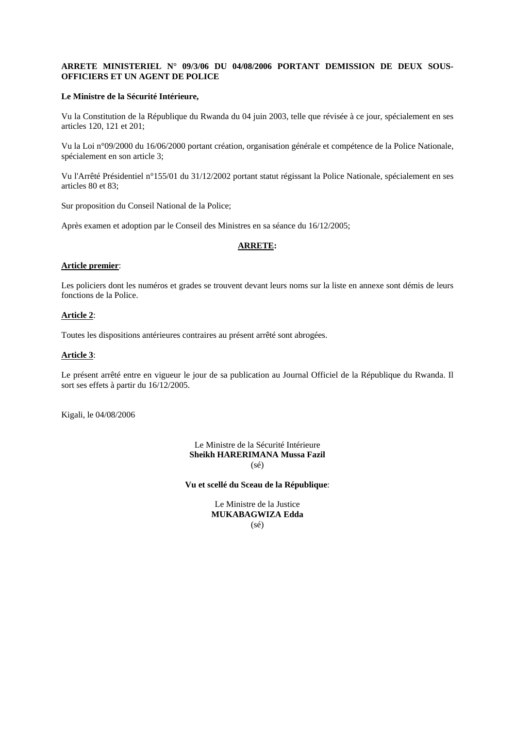**ARRETE MINISTERIEL N° 09/3/06 DU 04/08/2006 PORTANT DEMISSION DE DEUX SOUS-OFFICIERS ET UN AGENT DE POLICE**

**Le Ministre de la Sécurité Intérieure,**

Vu la Constitution de la République du Rwanda du 04 juin 2003, telle que révisée à ce jour, spécialement en ses articles 120, 121 et 201;

Vu la Loi n°09/2000 du 16/06/2000 portant création, organisation générale et compétence de la Police Nationale, spécialement en son article 3;

Vu l'Arrêté Présidentiel n°155/01 du 31/12/2002 portant statut régissant la Police Nationale, spécialement en ses articles 80 et 83;

Sur proposition du Conseil National de la Police;

Après examen et adoption par le Conseil des Ministres en sa séance du 16/12/2005;

**ARRETE:**

**Article premier**:

Les policiers dont les numéros et grades se trouvent devant leurs noms sur la liste en annexe sont démis de leurs fonctions de la Police.

**Article 2**:

Toutes les dispositions antérieures contraires au présent arrêté sont abrogées.

**Article 3**:

Le présent arrêté entre en vigueur le jour de sa publication au Journal Officiel de la République du Rwanda. Il sort ses effets à partir du 16/12/2005.

Kigali, le 04/08/2006

Le Ministre de la Sécurité Intérieure
**Sheikh HARERIMANA Mussa Fazil**
(sé)

**Vu et scellé du Sceau de la République**:

Le Ministre de la Justice
**MUKABAGWIZA Edda**
(sé)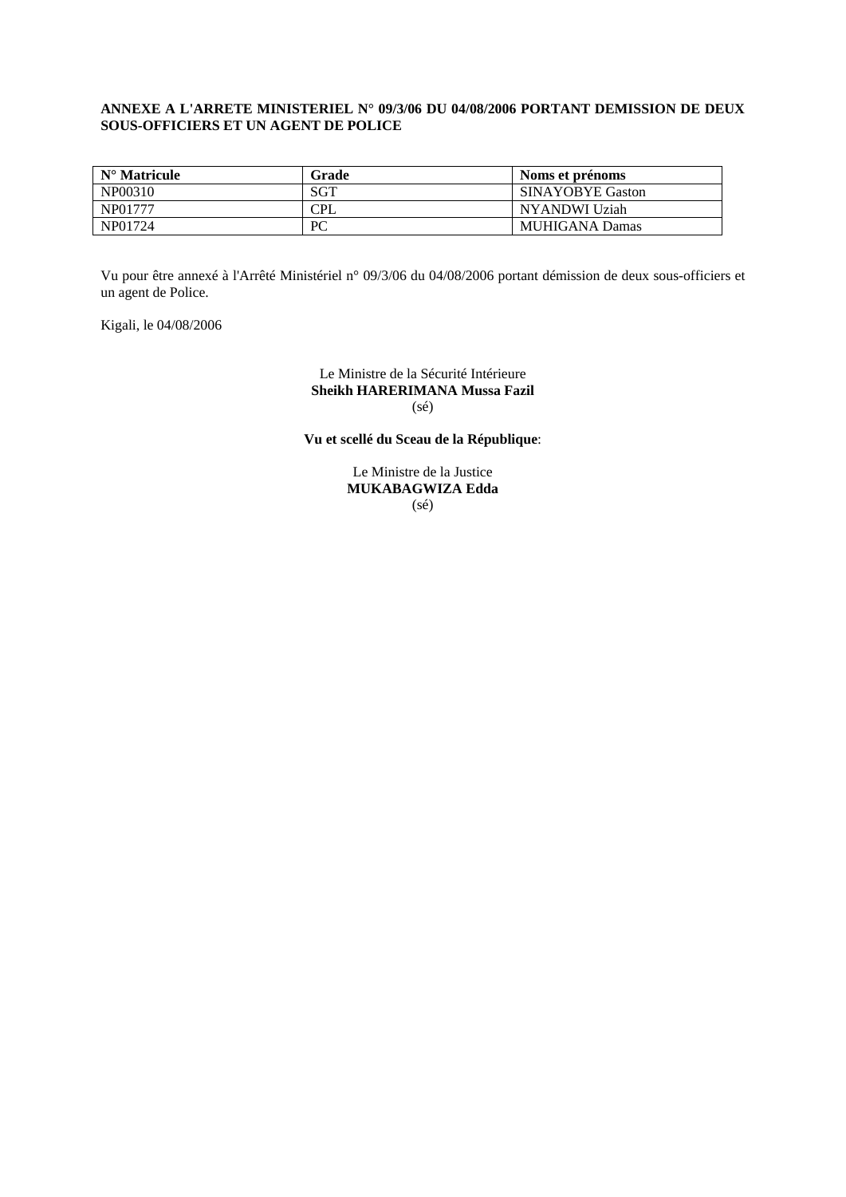**ANNEXE A L'ARRETE MINISTERIEL N° 09/3/06 DU 04/08/2006 PORTANT DEMISSION DE DEUX SOUS-OFFICIERS ET UN AGENT DE POLICE**

| N° Matricule | Grade | Noms et prénoms |
|---|---|---|
| NP00310 | SGT | SINAYOBYE Gaston |
| NP01777 | CPL | NYANDWI Uziah |
| NP01724 | PC | MUHIGANA Damas |

Vu pour être annexé à l'Arrêté Ministériel n° 09/3/06 du 04/08/2006 portant démission de deux sous-officiers et un agent de Police.

Kigali, le 04/08/2006

Le Ministre de la Sécurité Intérieure
**Sheikh HARERIMANA Mussa Fazil**
(sé)

**Vu et scellé du Sceau de la République**:

Le Ministre de la Justice
**MUKABAGWIZA Edda**
(sé)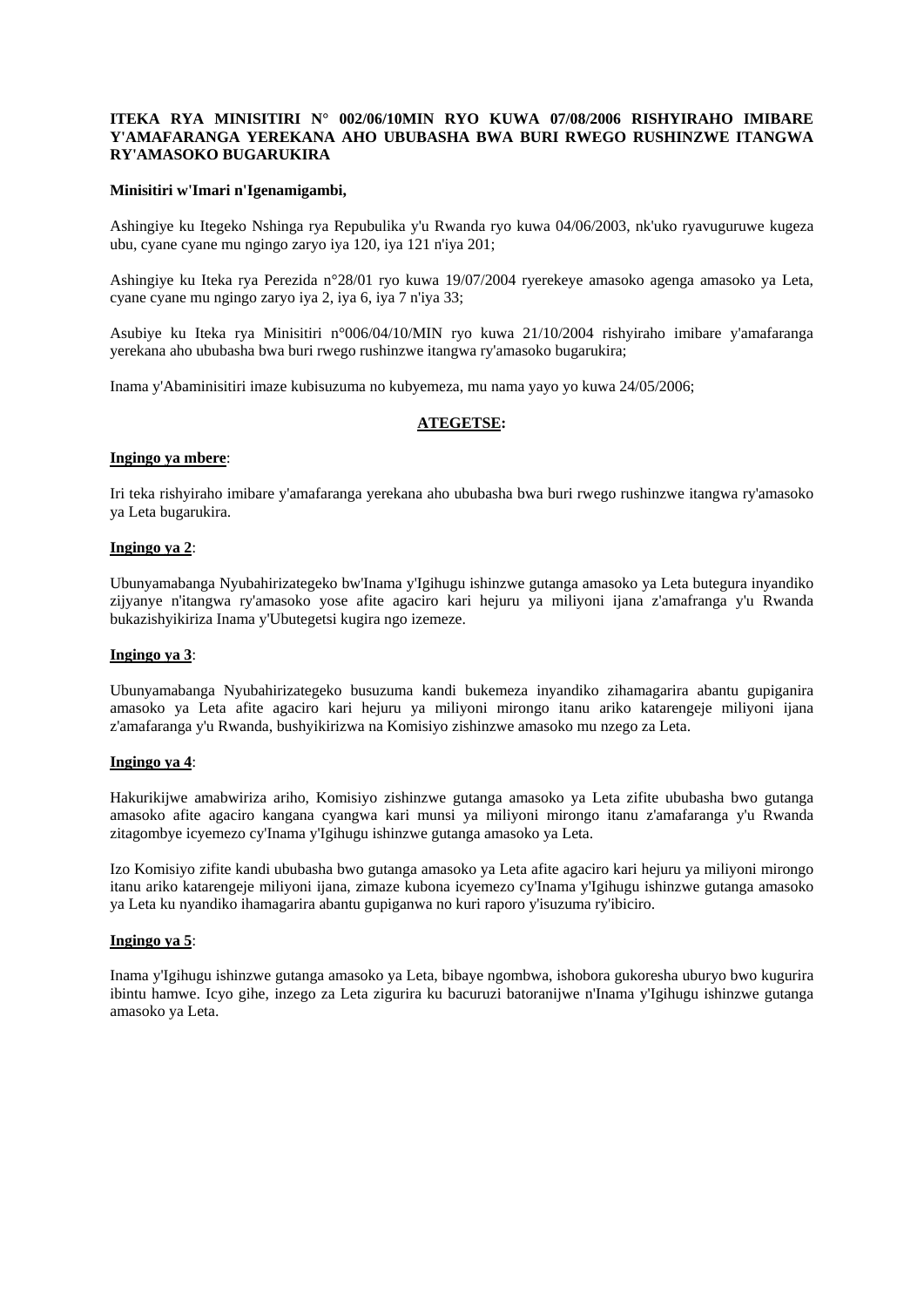**ITEKA RYA MINISITIRI N° 002/06/10MIN RYO KUWA 07/08/2006 RISHYIRAHO IMIBARE Y'AMAFARANGA YEREKANA AHO UBUBASHA BWA BURI RWEGO RUSHINZWE ITANGWA RY'AMASOKO BUGARUKIRA**

**Minisitiri w'Imari n'Igenamigambi,**

Ashingiye ku Itegeko Nshinga rya Repubulika y'u Rwanda ryo kuwa 04/06/2003, nk'uko ryavuguruwe kugeza ubu, cyane cyane mu ngingo zaryo iya 120, iya 121 n'iya 201;

Ashingiye ku Iteka rya Perezida n°28/01 ryo kuwa 19/07/2004 ryerekeye amasoko agenga amasoko ya Leta, cyane cyane mu ngingo zaryo iya 2, iya 6, iya 7 n'iya 33;

Asubiye ku Iteka rya Minisitiri n°006/04/10/MIN ryo kuwa 21/10/2004 rishyiraho imibare y'amafaranga yerekana aho ububasha bwa buri rwego rushinzwe itangwa ry'amasoko bugarukira;

Inama y'Abaminisitiri imaze kubisuzuma no kubyemeza, mu nama yayo yo kuwa 24/05/2006;

**ATEGETSE:**

**Ingingo ya mbere**:

Iri teka rishyiraho imibare y'amafaranga yerekana aho ububasha bwa buri rwego rushinzwe itangwa ry'amasoko ya Leta bugarukira.

**Ingingo ya 2**:

Ubunyamabanga Nyubahirizategeko bw'Inama y'Igihugu ishinzwe gutanga amasoko ya Leta butegura inyandiko zijyanye n'itangwa ry'amasoko yose afite agaciro kari hejuru ya miliyoni ijana z'amafranga y'u Rwanda bukazishyikiriza Inama y'Ubutegetsi kugira ngo izemeze.

**Ingingo ya 3**:

Ubunyamabanga Nyubahirizategeko busuzuma kandi bukemeza inyandiko zihamagarira abantu gupiganira amasoko ya Leta afite agaciro kari hejuru ya miliyoni mirongo itanu ariko katarengeje miliyoni ijana z'amafaranga y'u Rwanda, bushyikirizwa na Komisiyo zishinzwe amasoko mu nzego za Leta.

**Ingingo ya 4**:

Hakurikijwe amabwiriza ariho, Komisiyo zishinzwe gutanga amasoko ya Leta zifite ububasha bwo gutanga amasoko afite agaciro kangana cyangwa kari munsi ya miliyoni mirongo itanu z'amafaranga y'u Rwanda zitagombye icyemezo cy'Inama y'Igihugu ishinzwe gutanga amasoko ya Leta.

Izo Komisiyo zifite kandi ububasha bwo gutanga amasoko ya Leta afite agaciro kari hejuru ya miliyoni mirongo itanu ariko katarengeje miliyoni ijana, zimaze kubona icyemezo cy'Inama y'Igihugu ishinzwe gutanga amasoko ya Leta ku nyandiko ihamagarira abantu gupiganwa no kuri raporo y'isuzuma ry'ibiciro.

**Ingingo ya 5**:

Inama y'Igihugu ishinzwe gutanga amasoko ya Leta, bibaye ngombwa, ishobora gukoresha uburyo bwo kugurira ibintu hamwe. Icyo gihe, inzego za Leta zigurira ku bacuruzi batoranijwe n'Inama y'Igihugu ishinzwe gutanga amasoko ya Leta.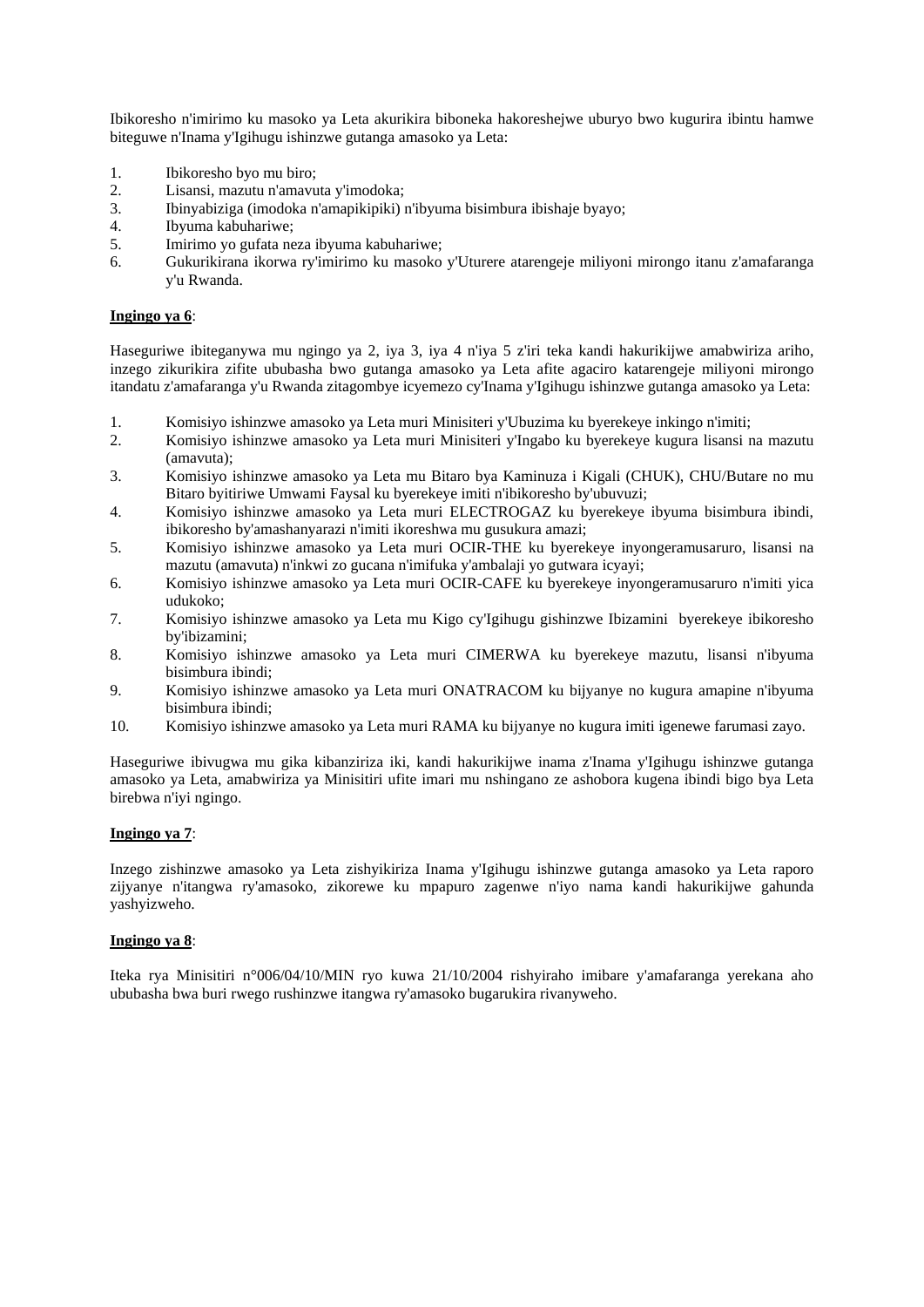Ibikoresho n'imirimo ku masoko ya Leta akurikira biboneka hakoreshejwe uburyo bwo kugurira ibintu hamwe biteguwe n'Inama y'Igihugu ishinzwe gutanga amasoko ya Leta:

1. Ibikoresho byo mu biro;
2. Lisansi, mazutu n'amavuta y'imodoka;
3. Ibinyabiziga (imodoka n'amapikipiki) n'ibyuma bisimbura ibishaje byayo;
4. Ibyuma kabuhariwe;
5. Imirimo yo gufata neza ibyuma kabuhariwe;
6. Gukurikirana ikorwa ry'imirimo ku masoko y'Uturere atarengeje miliyoni mirongo itanu z'amafaranga y'u Rwanda.

**Ingingo ya 6**:

Haseguriwe ibiteganywa mu ngingo ya 2, iya 3, iya 4 n'iya 5 z'iri teka kandi hakurikijwe amabwiriza ariho, inzego zikurikira zifite ububasha bwo gutanga amasoko ya Leta afite agaciro katarengeje miliyoni mirongo itandatu z'amafaranga y'u Rwanda zitagombye icyemezo cy'Inama y'Igihugu ishinzwe gutanga amasoko ya Leta:

1. Komisiyo ishinzwe amasoko ya Leta muri Minisiteri y'Ubuzima ku byerekeye inkingo n'imiti;
2. Komisiyo ishinzwe amasoko ya Leta muri Minisiteri y'Ingabo ku byerekeye kugura lisansi na mazutu (amavuta);
3. Komisiyo ishinzwe amasoko ya Leta mu Bitaro bya Kaminuza i Kigali (CHUK), CHU/Butare no mu Bitaro byitiriwe Umwami Faysal ku byerekeye imiti n'ibikoresho by'ubuvuzi;
4. Komisiyo ishinzwe amasoko ya Leta muri ELECTROGAZ ku byerekeye ibyuma bisimbura ibindi, ibikoresho by'amashanyarazi n'imiti ikoreshwa mu gusukura amazi;
5. Komisiyo ishinzwe amasoko ya Leta muri OCIR-THE ku byerekeye inyongeramusaruro, lisansi na mazutu (amavuta) n'inkwi zo gucana n'imifuka y'ambalaji yo gutwara icyayi;
6. Komisiyo ishinzwe amasoko ya Leta muri OCIR-CAFE ku byerekeye inyongeramusaruro n'imiti yica udukoko;
7. Komisiyo ishinzwe amasoko ya Leta mu Kigo cy'Igihugu gishinzwe Ibizamini byerekeye ibikoresho by'ibizamini;
8. Komisiyo ishinzwe amasoko ya Leta muri CIMERWA ku byerekeye mazutu, lisansi n'ibyuma bisimbura ibindi;
9. Komisiyo ishinzwe amasoko ya Leta muri ONATRACOM ku bijyanye no kugura amapine n'ibyuma bisimbura ibindi;
10. Komisiyo ishinzwe amasoko ya Leta muri RAMA ku bijyanye no kugura imiti igenewe farumasi zayo.

Haseguriwe ibivugwa mu gika kibanziriza iki, kandi hakurikijwe inama z'Inama y'Igihugu ishinzwe gutanga amasoko ya Leta, amabwiriza ya Minisitiri ufite imari mu nshingano ze ashobora kugena ibindi bigo bya Leta birebwa n'iyi ngingo.

**Ingingo ya 7**:

Inzego zishinzwe amasoko ya Leta zishyikiriza Inama y'Igihugu ishinzwe gutanga amasoko ya Leta raporo zijyanye n'itangwa ry'amasoko, zikorewe ku mpapuro zagenwe n'iyo nama kandi hakurikijwe gahunda yashyizweho.

**Ingingo ya 8**:

Iteka rya Minisitiri n°006/04/10/MIN ryo kuwa 21/10/2004 rishyiraho imibare y'amafaranga yerekana aho ububasha bwa buri rwego rushinzwe itangwa ry'amasoko bugarukira rivanyweho.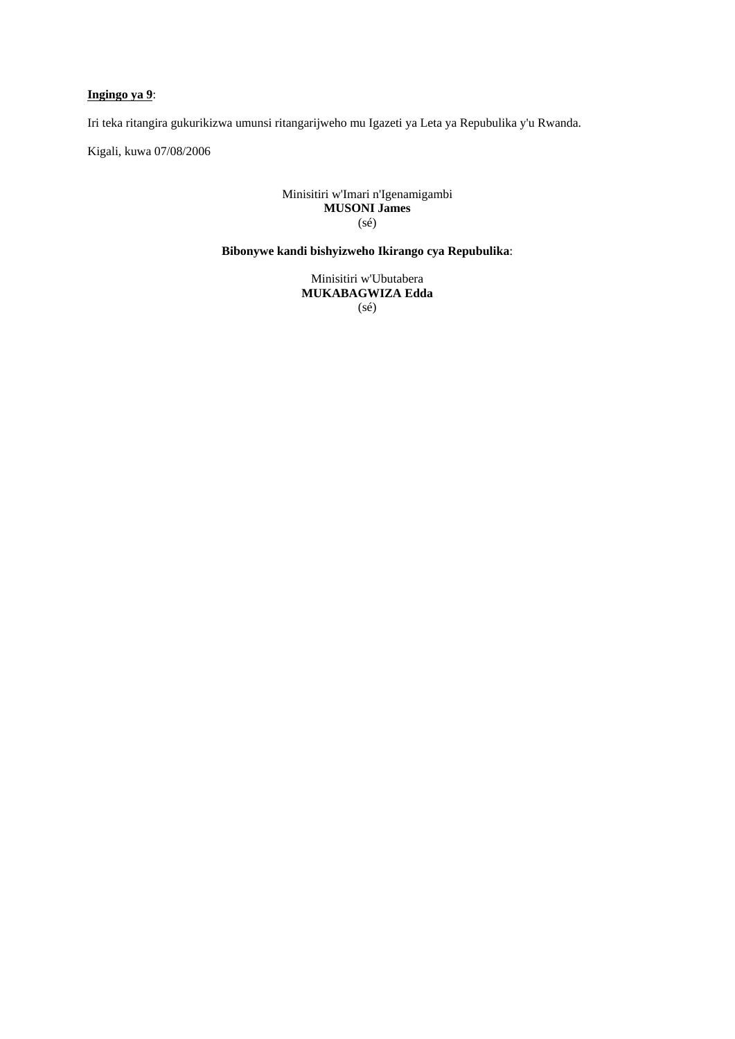**<u>Ingingo ya 9</u>**:

Iri teka ritangira gukurikizwa umunsi ritangarijweho mu Igazeti ya Leta ya Repubulika y'u Rwanda.

Kigali, kuwa 07/08/2006

Minisitiri w'Imari n'Igenamigambi
**MUSONI James**
(sé)

**Bibonywe kandi bishyizweho Ikirango cya Repubulika**:

Minisitiri w'Ubutabera
**MUKABAGWIZA Edda**
(sé)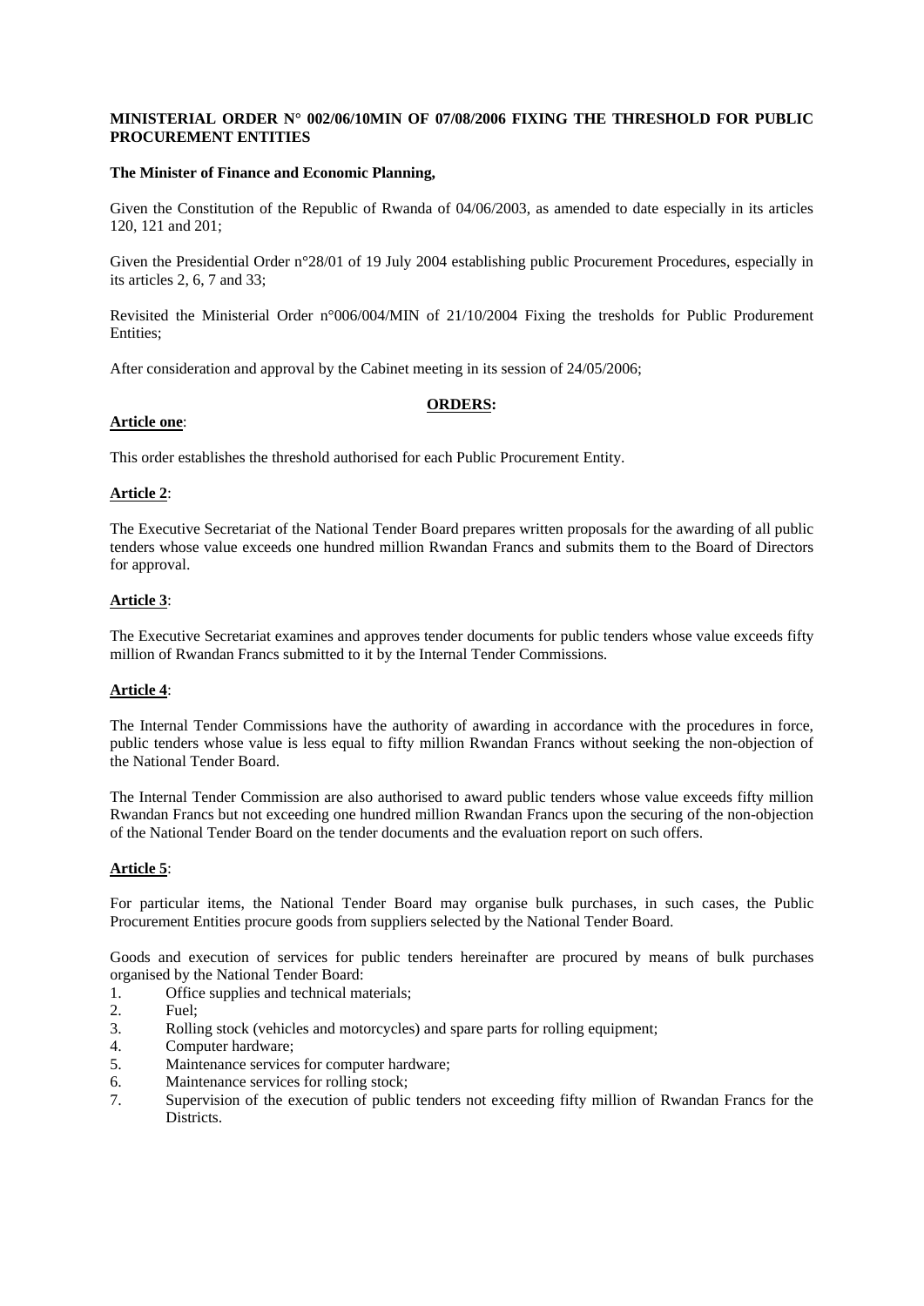**MINISTERIAL ORDER N° 002/06/10MIN OF 07/08/2006 FIXING THE THRESHOLD FOR PUBLIC PROCUREMENT ENTITIES**

**The Minister of Finance and Economic Planning,**

Given the Constitution of the Republic of Rwanda of 04/06/2003, as amended to date especially in its articles 120, 121 and 201;

Given the Presidential Order n°28/01 of 19 July 2004 establishing public Procurement Procedures, especially in its articles 2, 6, 7 and 33;

Revisited the Ministerial Order n°006/004/MIN of 21/10/2004 Fixing the tresholds for Public Produrement Entities;

After consideration and approval by the Cabinet meeting in its session of 24/05/2006;

**ORDERS:**

**Article one**:

This order establishes the threshold authorised for each Public Procurement Entity.

**Article 2**:

The Executive Secretariat of the National Tender Board prepares written proposals for the awarding of all public tenders whose value exceeds one hundred million Rwandan Francs and submits them to the Board of Directors for approval.

**Article 3**:

The Executive Secretariat examines and approves tender documents for public tenders whose value exceeds fifty million of Rwandan Francs submitted to it by the Internal Tender Commissions.

**Article 4**:

The Internal Tender Commissions have the authority of awarding in accordance with the procedures in force, public tenders whose value is less equal to fifty million Rwandan Francs without seeking the non-objection of the National Tender Board.

The Internal Tender Commission are also authorised to award public tenders whose value exceeds fifty million Rwandan Francs but not exceeding one hundred million Rwandan Francs upon the securing of the non-objection of the National Tender Board on the tender documents and the evaluation report on such offers.

**Article 5**:

For particular items, the National Tender Board may organise bulk purchases, in such cases, the Public Procurement Entities procure goods from suppliers selected by the National Tender Board.

Goods and execution of services for public tenders hereinafter are procured by means of bulk purchases organised by the National Tender Board:

1. Office supplies and technical materials;
2. Fuel;
3. Rolling stock (vehicles and motorcycles) and spare parts for rolling equipment;
4. Computer hardware;
5. Maintenance services for computer hardware;
6. Maintenance services for rolling stock;
7. Supervision of the execution of public tenders not exceeding fifty million of Rwandan Francs for the Districts.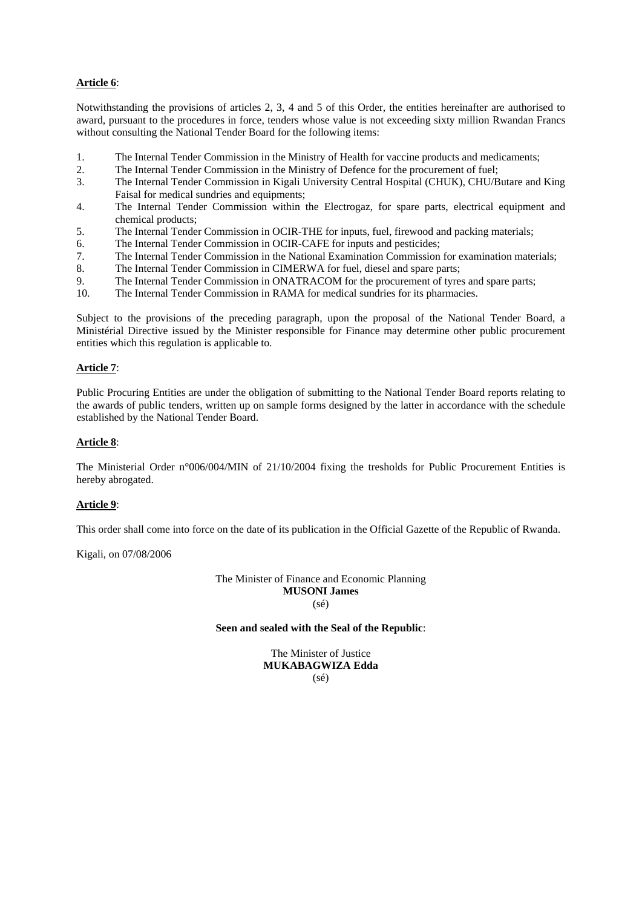**Article 6**:

Notwithstanding the provisions of articles 2, 3, 4 and 5 of this Order, the entities hereinafter are authorised to award, pursuant to the procedures in force, tenders whose value is not exceeding sixty million Rwandan Francs without consulting the National Tender Board for the following items:

1. The Internal Tender Commission in the Ministry of Health for vaccine products and medicaments;
2. The Internal Tender Commission in the Ministry of Defence for the procurement of fuel;
3. The Internal Tender Commission in Kigali University Central Hospital (CHUK), CHU/Butare and King Faisal for medical sundries and equipments;
4. The Internal Tender Commission within the Electrogaz, for spare parts, electrical equipment and chemical products;
5. The Internal Tender Commission in OCIR-THE for inputs, fuel, firewood and packing materials;
6. The Internal Tender Commission in OCIR-CAFE for inputs and pesticides;
7. The Internal Tender Commission in the National Examination Commission for examination materials;
8. The Internal Tender Commission in CIMERWA for fuel, diesel and spare parts;
9. The Internal Tender Commission in ONATRACOM for the procurement of tyres and spare parts;
10. The Internal Tender Commission in RAMA for medical sundries for its pharmacies.

Subject to the provisions of the preceding paragraph, upon the proposal of the National Tender Board, a Ministérial Directive issued by the Minister responsible for Finance may determine other public procurement entities which this regulation is applicable to.

**Article 7**:

Public Procuring Entities are under the obligation of submitting to the National Tender Board reports relating to the awards of public tenders, written up on sample forms designed by the latter in accordance with the schedule established by the National Tender Board.

**Article 8**:

The Ministerial Order n°006/004/MIN of 21/10/2004 fixing the tresholds for Public Procurement Entities is hereby abrogated.

**Article 9**:

This order shall come into force on the date of its publication in the Official Gazette of the Republic of Rwanda.

Kigali, on 07/08/2006

The Minister of Finance and Economic Planning
**MUSONI James**
(sé)

**Seen and sealed with the Seal of the Republic**:

The Minister of Justice
**MUKABAGWIZA Edda**
(sé)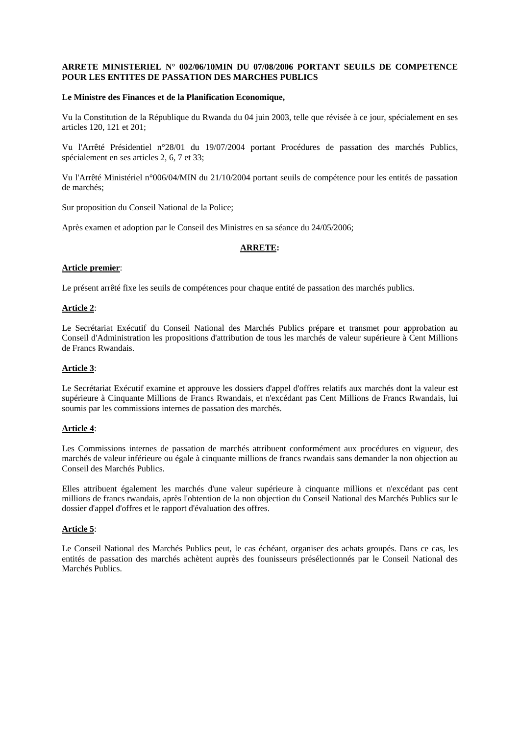**ARRETE MINISTERIEL N° 002/06/10MIN DU 07/08/2006 PORTANT SEUILS DE COMPETENCE POUR LES ENTITES DE PASSATION DES MARCHES PUBLICS**

**Le Ministre des Finances et de la Planification Economique,**

Vu la Constitution de la République du Rwanda du 04 juin 2003, telle que révisée à ce jour, spécialement en ses articles 120, 121 et 201;

Vu l'Arrêté Présidentiel n°28/01 du 19/07/2004 portant Procédures de passation des marchés Publics, spécialement en ses articles 2, 6, 7 et 33;

Vu l'Arrêté Ministériel n°006/04/MIN du 21/10/2004 portant seuils de compétence pour les entités de passation de marchés;

Sur proposition du Conseil National de la Police;

Après examen et adoption par le Conseil des Ministres en sa séance du 24/05/2006;

**ARRETE:**

**Article premier**:

Le présent arrêté fixe les seuils de compétences pour chaque entité de passation des marchés publics.

**Article 2**:

Le Secrétariat Exécutif du Conseil National des Marchés Publics prépare et transmet pour approbation au Conseil d'Administration les propositions d'attribution de tous les marchés de valeur supérieure à Cent Millions de Francs Rwandais.

**Article 3**:

Le Secrétariat Exécutif examine et approuve les dossiers d'appel d'offres relatifs aux marchés dont la valeur est supérieure à Cinquante Millions de Francs Rwandais, et n'excédant pas Cent Millions de Francs Rwandais, lui soumis par les commissions internes de passation des marchés.

**Article 4**:

Les Commissions internes de passation de marchés attribuent conformément aux procédures en vigueur, des marchés de valeur inférieure ou égale à cinquante millions de francs rwandais sans demander la non objection au Conseil des Marchés Publics.

Elles attribuent également les marchés d'une valeur supérieure à cinquante millions et n'excédant pas cent millions de francs rwandais, après l'obtention de la non objection du Conseil National des Marchés Publics sur le dossier d'appel d'offres et le rapport d'évaluation des offres.

**Article 5**:

Le Conseil National des Marchés Publics peut, le cas échéant, organiser des achats groupés. Dans ce cas, les entités de passation des marchés achètent auprès des founisseurs présélectionnés par le Conseil National des Marchés Publics.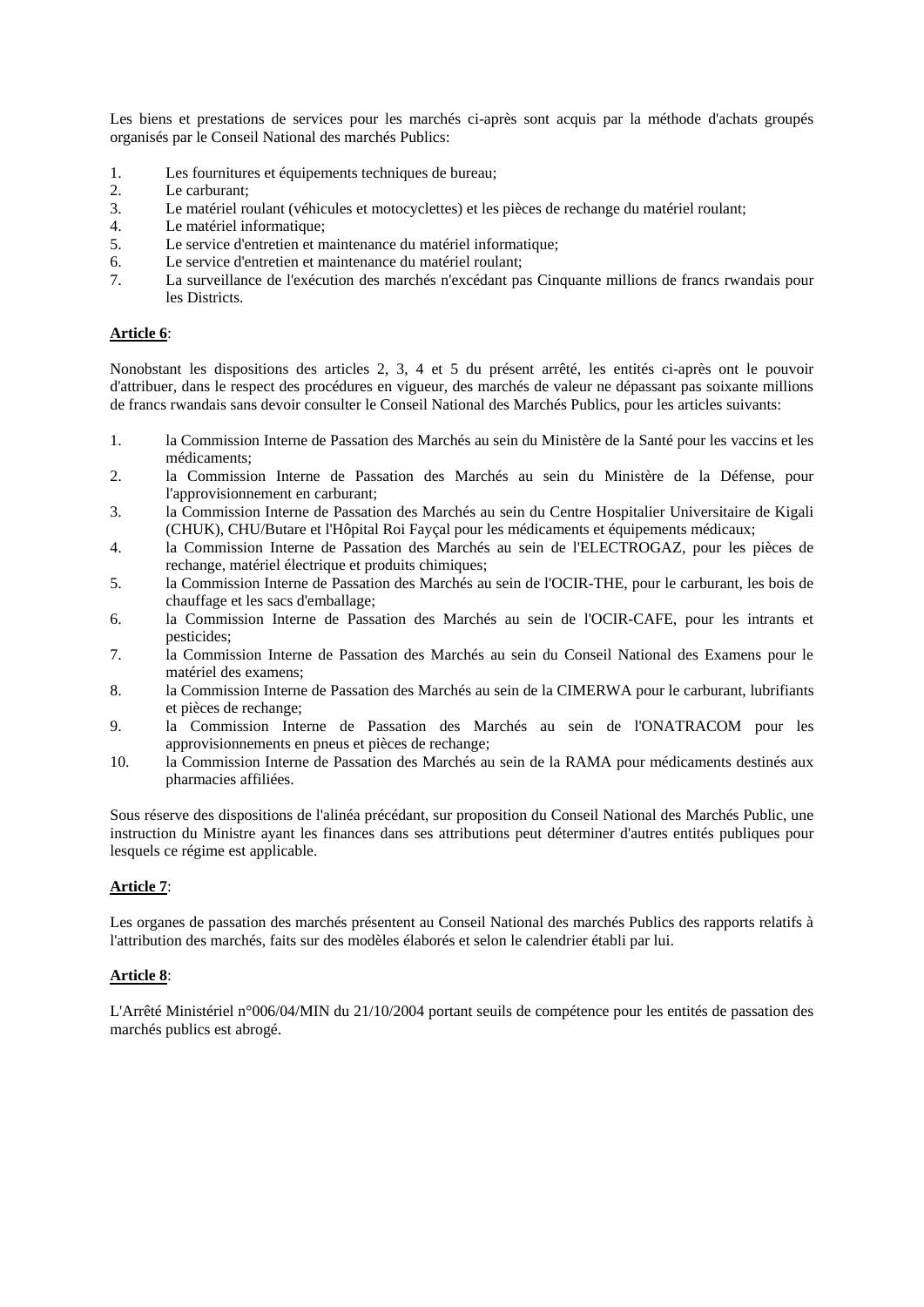Les biens et prestations de services pour les marchés ci-après sont acquis par la méthode d'achats groupés organisés par le Conseil National des marchés Publics:

1. Les fournitures et équipements techniques de bureau;
2. Le carburant;
3. Le matériel roulant (véhicules et motocyclettes) et les pièces de rechange du matériel roulant;
4. Le matériel informatique;
5. Le service d'entretien et maintenance du matériel informatique;
6. Le service d'entretien et maintenance du matériel roulant;
7. La surveillance de l'exécution des marchés n'excédant pas Cinquante millions de francs rwandais pour les Districts.

**Article 6**:

Nonobstant les dispositions des articles 2, 3, 4 et 5 du présent arrêté, les entités ci-après ont le pouvoir d'attribuer, dans le respect des procédures en vigueur, des marchés de valeur ne dépassant pas soixante millions de francs rwandais sans devoir consulter le Conseil National des Marchés Publics, pour les articles suivants:

1. la Commission Interne de Passation des Marchés au sein du Ministère de la Santé pour les vaccins et les médicaments;
2. la Commission Interne de Passation des Marchés au sein du Ministère de la Défense, pour l'approvisionnement en carburant;
3. la Commission Interne de Passation des Marchés au sein du Centre Hospitalier Universitaire de Kigali (CHUK), CHU/Butare et l'Hôpital Roi Fayçal pour les médicaments et équipements médicaux;
4. la Commission Interne de Passation des Marchés au sein de l'ELECTROGAZ, pour les pièces de rechange, matériel électrique et produits chimiques;
5. la Commission Interne de Passation des Marchés au sein de l'OCIR-THE, pour le carburant, les bois de chauffage et les sacs d'emballage;
6. la Commission Interne de Passation des Marchés au sein de l'OCIR-CAFE, pour les intrants et pesticides;
7. la Commission Interne de Passation des Marchés au sein du Conseil National des Examens pour le matériel des examens;
8. la Commission Interne de Passation des Marchés au sein de la CIMERWA pour le carburant, lubrifiants et pièces de rechange;
9. la Commission Interne de Passation des Marchés au sein de l'ONATRACOM pour les approvisionnements en pneus et pièces de rechange;
10. la Commission Interne de Passation des Marchés au sein de la RAMA pour médicaments destinés aux pharmacies affiliées.

Sous réserve des dispositions de l'alinéa précédant, sur proposition du Conseil National des Marchés Public, une instruction du Ministre ayant les finances dans ses attributions peut déterminer d'autres entités publiques pour lesquels ce régime est applicable.

**Article 7**:

Les organes de passation des marchés présentent au Conseil National des marchés Publics des rapports relatifs à l'attribution des marchés, faits sur des modèles élaborés et selon le calendrier établi par lui.

**Article 8**:

L'Arrêté Ministériel n°006/04/MIN du 21/10/2004 portant seuils de compétence pour les entités de passation des marchés publics est abrogé.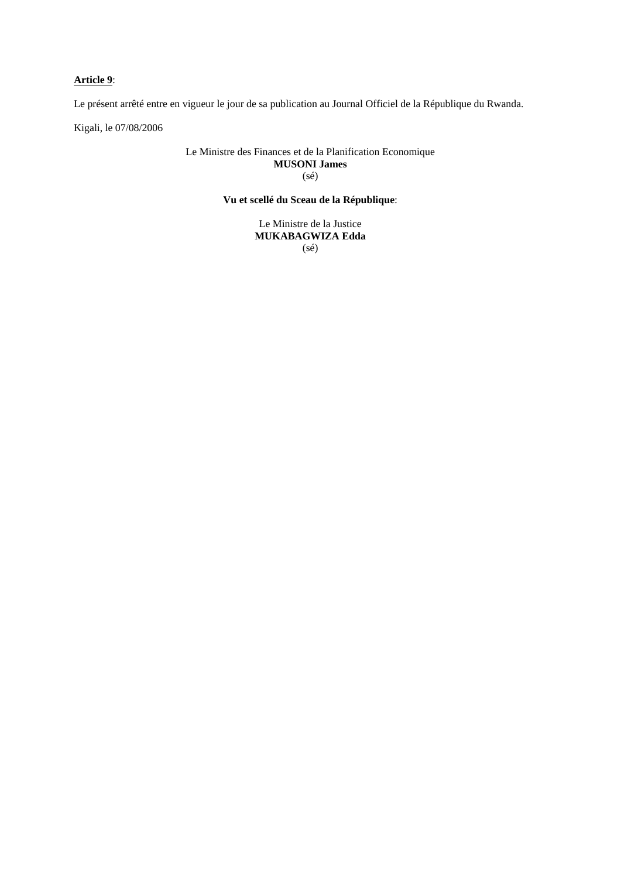**Article 9**:

Le présent arrêté entre en vigueur le jour de sa publication au Journal Officiel de la République du Rwanda.

Kigali, le 07/08/2006

Le Ministre des Finances et de la Planification Economique
**MUSONI James**
(sé)

**Vu et scellé du Sceau de la République**:

Le Ministre de la Justice
**MUKABAGWIZA Edda**
(sé)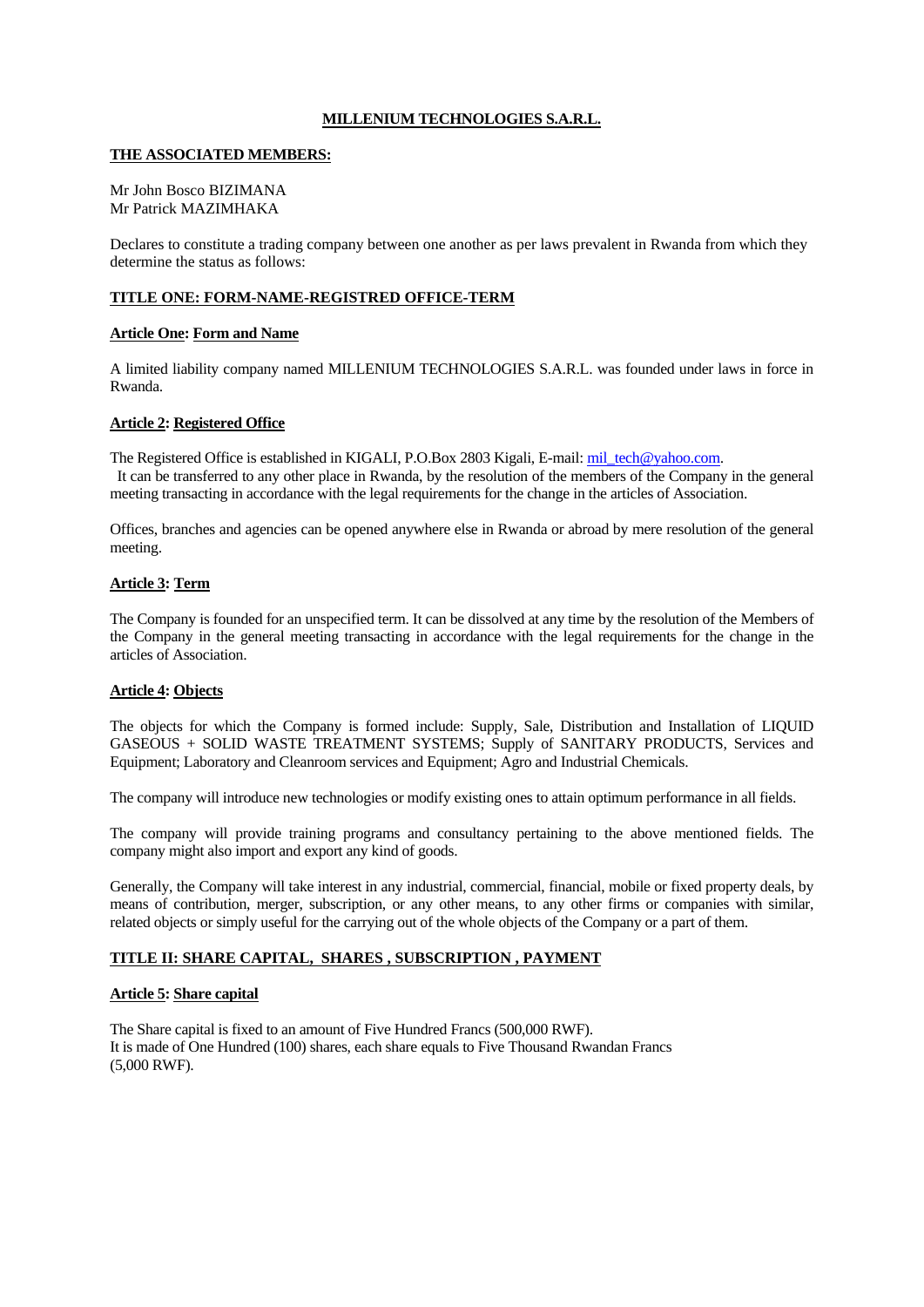**MILLENIUM TECHNOLOGIES S.A.R.L.**

**THE ASSOCIATED MEMBERS:**

Mr John Bosco BIZIMANA
Mr Patrick MAZIMHAKA

Declares to constitute a trading company between one another as per laws prevalent in Rwanda from which they determine the status as follows:

**TITLE ONE: FORM-NAME-REGISTRED OFFICE-TERM**

**Article One: Form and Name**

A limited liability company named MILLENIUM TECHNOLOGIES S.A.R.L. was founded under laws in force in Rwanda.

**Article 2: Registered Office**

The Registered Office is established in KIGALI, P.O.Box 2803 Kigali, E-mail: mil_tech@yahoo.com.
It can be transferred to any other place in Rwanda, by the resolution of the members of the Company in the general meeting transacting in accordance with the legal requirements for the change in the articles of Association.

Offices, branches and agencies can be opened anywhere else in Rwanda or abroad by mere resolution of the general meeting.

**Article 3: Term**

The Company is founded for an unspecified term. It can be dissolved at any time by the resolution of the Members of the Company in the general meeting transacting in accordance with the legal requirements for the change in the articles of Association.

**Article 4: Objects**

The objects for which the Company is formed include: Supply, Sale, Distribution and Installation of LIQUID GASEOUS + SOLID WASTE TREATMENT SYSTEMS; Supply of SANITARY PRODUCTS, Services and Equipment; Laboratory and Cleanroom services and Equipment; Agro and Industrial Chemicals.

The company will introduce new technologies or modify existing ones to attain optimum performance in all fields.

The company will provide training programs and consultancy pertaining to the above mentioned fields. The company might also import and export any kind of goods.

Generally, the Company will take interest in any industrial, commercial, financial, mobile or fixed property deals, by means of contribution, merger, subscription, or any other means, to any other firms or companies with similar, related objects or simply useful for the carrying out of the whole objects of the Company or a part of them.

**TITLE II: SHARE CAPITAL, SHARES , SUBSCRIPTION , PAYMENT**

**Article 5: Share capital**

The Share capital is fixed to an amount of Five Hundred Francs (500,000 RWF).
It is made of One Hundred (100) shares, each share equals to Five Thousand Rwandan Francs (5,000 RWF).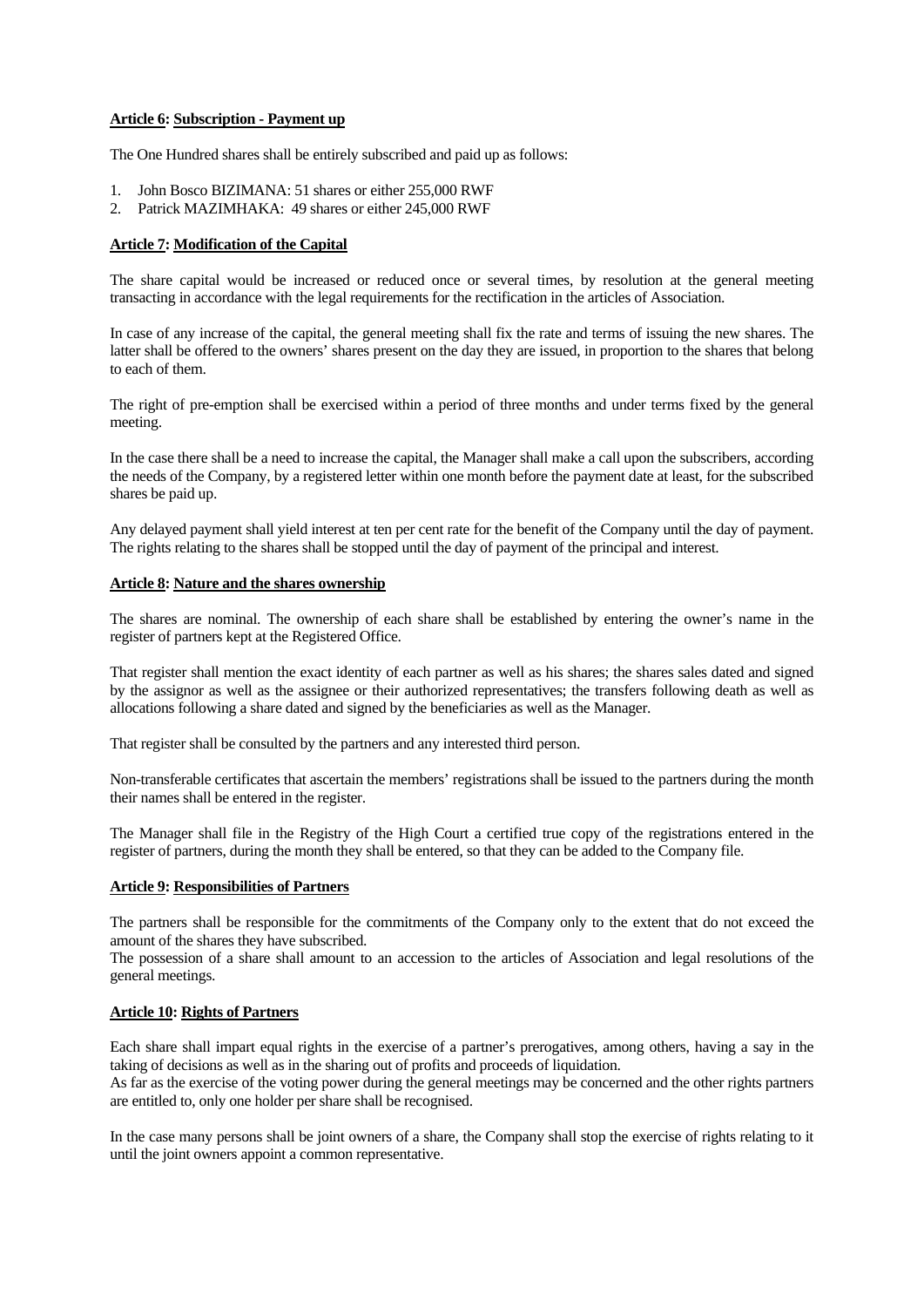**Article 6: Subscription - Payment up**

The One Hundred shares shall be entirely subscribed and paid up as follows:

1. John Bosco BIZIMANA: 51 shares or either 255,000 RWF
2. Patrick MAZIMHAKA: 49 shares or either 245,000 RWF

**Article 7: Modification of the Capital**

The share capital would be increased or reduced once or several times, by resolution at the general meeting transacting in accordance with the legal requirements for the rectification in the articles of Association.

In case of any increase of the capital, the general meeting shall fix the rate and terms of issuing the new shares. The latter shall be offered to the owners' shares present on the day they are issued, in proportion to the shares that belong to each of them.

The right of pre-emption shall be exercised within a period of three months and under terms fixed by the general meeting.

In the case there shall be a need to increase the capital, the Manager shall make a call upon the subscribers, according the needs of the Company, by a registered letter within one month before the payment date at least, for the subscribed shares be paid up.

Any delayed payment shall yield interest at ten per cent rate for the benefit of the Company until the day of payment. The rights relating to the shares shall be stopped until the day of payment of the principal and interest.

**Article 8: Nature and the shares ownership**

The shares are nominal. The ownership of each share shall be established by entering the owner's name in the register of partners kept at the Registered Office.

That register shall mention the exact identity of each partner as well as his shares; the shares sales dated and signed by the assignor as well as the assignee or their authorized representatives; the transfers following death as well as allocations following a share dated and signed by the beneficiaries as well as the Manager.

That register shall be consulted by the partners and any interested third person.

Non-transferable certificates that ascertain the members' registrations shall be issued to the partners during the month their names shall be entered in the register.

The Manager shall file in the Registry of the High Court a certified true copy of the registrations entered in the register of partners, during the month they shall be entered, so that they can be added to the Company file.

**Article 9: Responsibilities of Partners**

The partners shall be responsible for the commitments of the Company only to the extent that do not exceed the amount of the shares they have subscribed.
The possession of a share shall amount to an accession to the articles of Association and legal resolutions of the general meetings.

**Article 10: Rights of Partners**

Each share shall impart equal rights in the exercise of a partner's prerogatives, among others, having a say in the taking of decisions as well as in the sharing out of profits and proceeds of liquidation.
As far as the exercise of the voting power during the general meetings may be concerned and the other rights partners are entitled to, only one holder per share shall be recognised.

In the case many persons shall be joint owners of a share, the Company shall stop the exercise of rights relating to it until the joint owners appoint a common representative.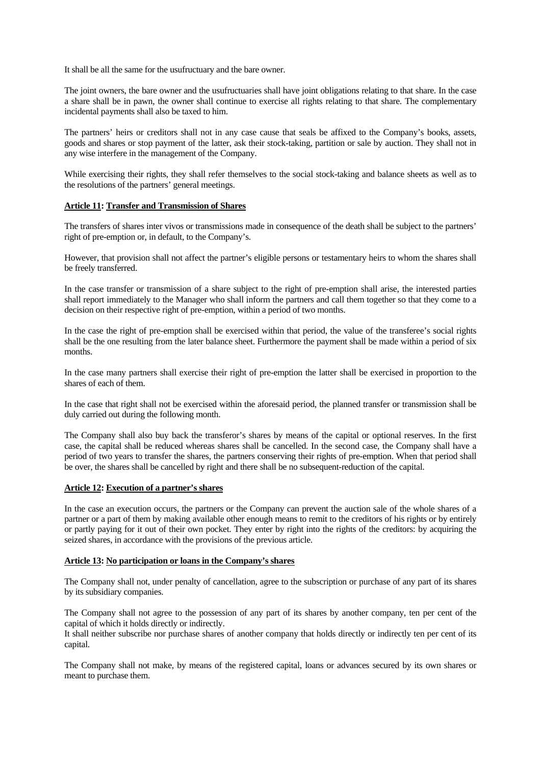It shall be all the same for the usufructuary and the bare owner.

The joint owners, the bare owner and the usufructuaries shall have joint obligations relating to that share. In the case a share shall be in pawn, the owner shall continue to exercise all rights relating to that share. The complementary incidental payments shall also be taxed to him.

The partners' heirs or creditors shall not in any case cause that seals be affixed to the Company's books, assets, goods and shares or stop payment of the latter, ask their stock-taking, partition or sale by auction. They shall not in any wise interfere in the management of the Company.

While exercising their rights, they shall refer themselves to the social stock-taking and balance sheets as well as to the resolutions of the partners' general meetings.

**Article 11: Transfer and Transmission of Shares**

The transfers of shares inter vivos or transmissions made in consequence of the death shall be subject to the partners' right of pre-emption or, in default, to the Company's.

However, that provision shall not affect the partner's eligible persons or testamentary heirs to whom the shares shall be freely transferred.

In the case transfer or transmission of a share subject to the right of pre-emption shall arise, the interested parties shall report immediately to the Manager who shall inform the partners and call them together so that they come to a decision on their respective right of pre-emption, within a period of two months.

In the case the right of pre-emption shall be exercised within that period, the value of the transferee's social rights shall be the one resulting from the later balance sheet. Furthermore the payment shall be made within a period of six months.

In the case many partners shall exercise their right of pre-emption the latter shall be exercised in proportion to the shares of each of them.

In the case that right shall not be exercised within the aforesaid period, the planned transfer or transmission shall be duly carried out during the following month.

The Company shall also buy back the transferor's shares by means of the capital or optional reserves. In the first case, the capital shall be reduced whereas shares shall be cancelled. In the second case, the Company shall have a period of two years to transfer the shares, the partners conserving their rights of pre-emption. When that period shall be over, the shares shall be cancelled by right and there shall be no subsequent-reduction of the capital.

**Article 12: Execution of a partner's shares**

In the case an execution occurs, the partners or the Company can prevent the auction sale of the whole shares of a partner or a part of them by making available other enough means to remit to the creditors of his rights or by entirely or partly paying for it out of their own pocket. They enter by right into the rights of the creditors: by acquiring the seized shares, in accordance with the provisions of the previous article.

**Article 13: No participation or loans in the Company's shares**

The Company shall not, under penalty of cancellation, agree to the subscription or purchase of any part of its shares by its subsidiary companies.

The Company shall not agree to the possession of any part of its shares by another company, ten per cent of the capital of which it holds directly or indirectly.
It shall neither subscribe nor purchase shares of another company that holds directly or indirectly ten per cent of its capital.

The Company shall not make, by means of the registered capital, loans or advances secured by its own shares or meant to purchase them.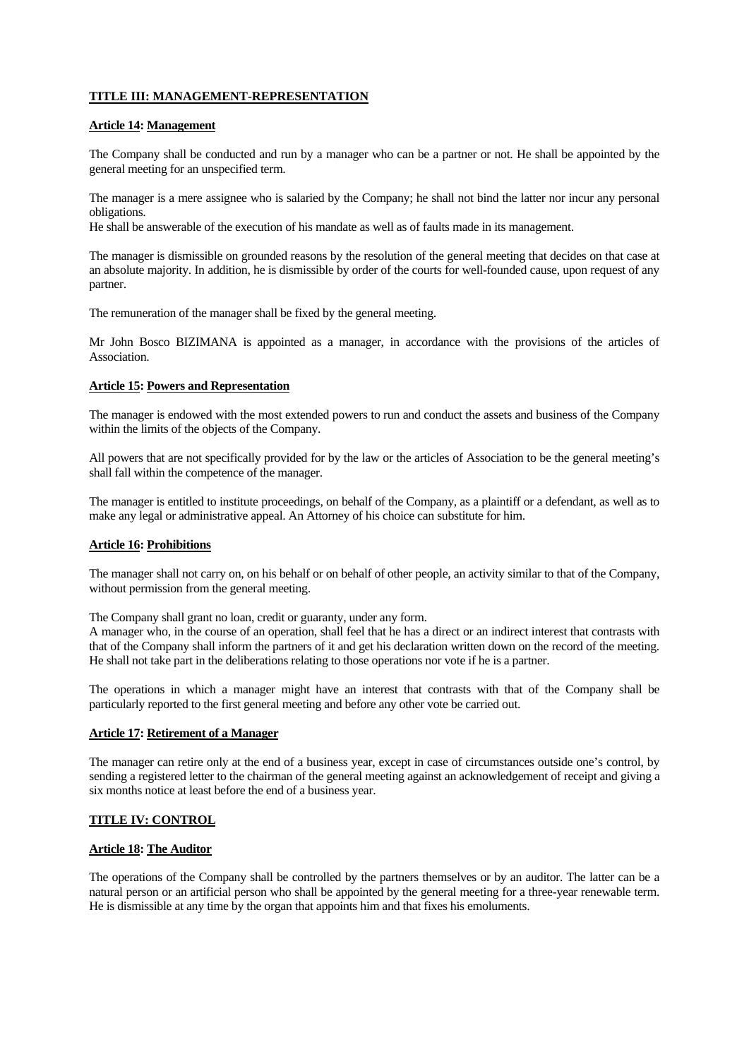## TITLE III: MANAGEMENT-REPRESENTATION

### Article 14: Management

The Company shall be conducted and run by a manager who can be a partner or not. He shall be appointed by the general meeting for an unspecified term.

The manager is a mere assignee who is salaried by the Company; he shall not bind the latter nor incur any personal obligations.
He shall be answerable of the execution of his mandate as well as of faults made in its management.

The manager is dismissible on grounded reasons by the resolution of the general meeting that decides on that case at an absolute majority. In addition, he is dismissible by order of the courts for well-founded cause, upon request of any partner.

The remuneration of the manager shall be fixed by the general meeting.

Mr John Bosco BIZIMANA is appointed as a manager, in accordance with the provisions of the articles of Association.

### Article 15: Powers and Representation

The manager is endowed with the most extended powers to run and conduct the assets and business of the Company within the limits of the objects of the Company.

All powers that are not specifically provided for by the law or the articles of Association to be the general meeting's shall fall within the competence of the manager.

The manager is entitled to institute proceedings, on behalf of the Company, as a plaintiff or a defendant, as well as to make any legal or administrative appeal. An Attorney of his choice can substitute for him.

### Article 16: Prohibitions

The manager shall not carry on, on his behalf or on behalf of other people, an activity similar to that of the Company, without permission from the general meeting.

The Company shall grant no loan, credit or guaranty, under any form.
A manager who, in the course of an operation, shall feel that he has a direct or an indirect interest that contrasts with that of the Company shall inform the partners of it and get his declaration written down on the record of the meeting. He shall not take part in the deliberations relating to those operations nor vote if he is a partner.

The operations in which a manager might have an interest that contrasts with that of the Company shall be particularly reported to the first general meeting and before any other vote be carried out.

### Article 17: Retirement of a Manager

The manager can retire only at the end of a business year, except in case of circumstances outside one's control, by sending a registered letter to the chairman of the general meeting against an acknowledgement of receipt and giving a six months notice at least before the end of a business year.

## TITLE IV: CONTROL

### Article 18: The Auditor

The operations of the Company shall be controlled by the partners themselves or by an auditor. The latter can be a natural person or an artificial person who shall be appointed by the general meeting for a three-year renewable term. He is dismissible at any time by the organ that appoints him and that fixes his emoluments.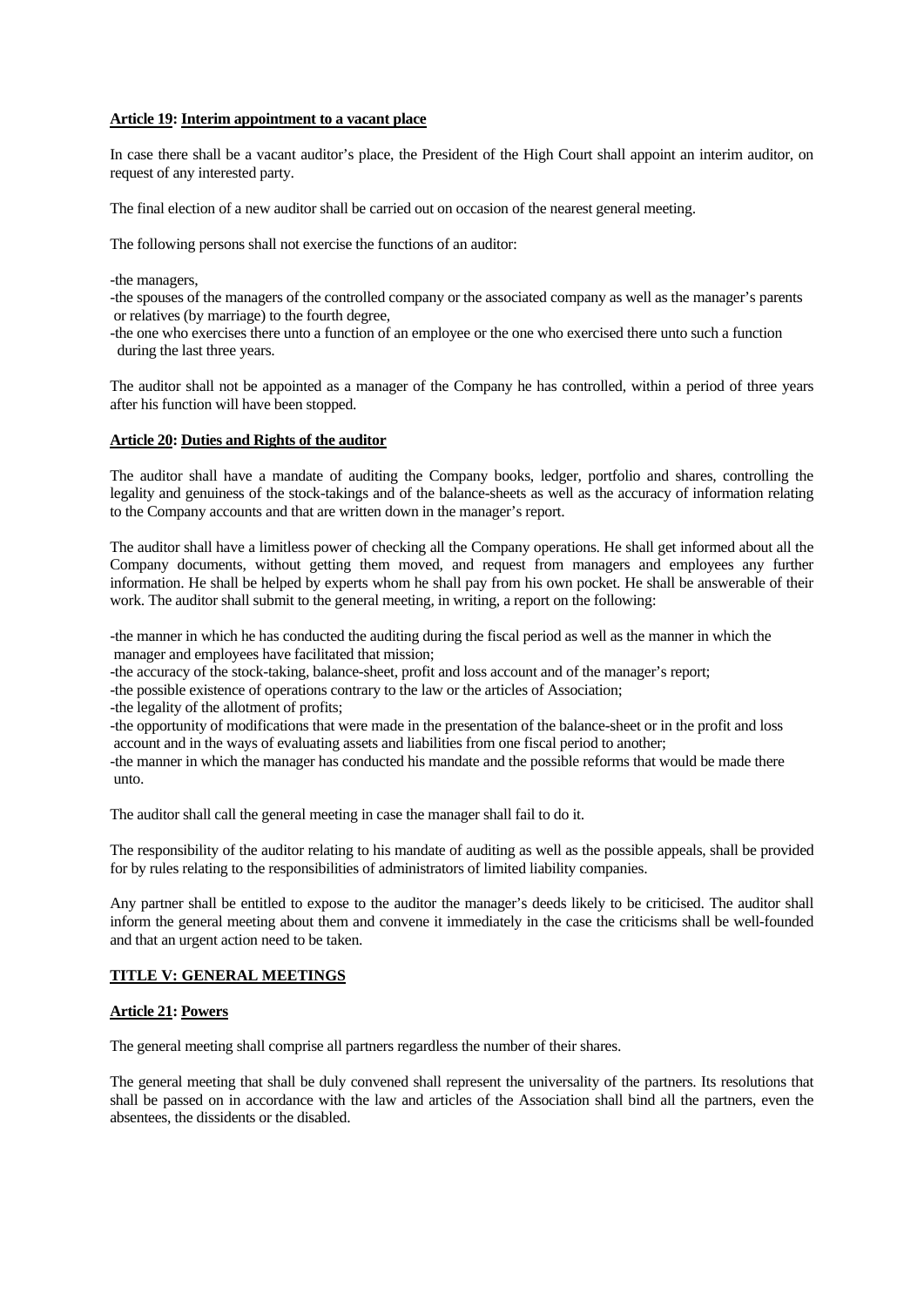**Article 19: Interim appointment to a vacant place**

In case there shall be a vacant auditor's place, the President of the High Court shall appoint an interim auditor, on request of any interested party.

The final election of a new auditor shall be carried out on occasion of the nearest general meeting.

The following persons shall not exercise the functions of an auditor:

-the managers,
-the spouses of the managers of the controlled company or the associated company as well as the manager's parents or relatives (by marriage) to the fourth degree,
-the one who exercises there unto a function of an employee or the one who exercised there unto such a function during the last three years.

The auditor shall not be appointed as a manager of the Company he has controlled, within a period of three years after his function will have been stopped.

**Article 20: Duties and Rights of the auditor**

The auditor shall have a mandate of auditing the Company books, ledger, portfolio and shares, controlling the legality and genuiness of the stock-takings and of the balance-sheets as well as the accuracy of information relating to the Company accounts and that are written down in the manager's report.

The auditor shall have a limitless power of checking all the Company operations. He shall get informed about all the Company documents, without getting them moved, and request from managers and employees any further information. He shall be helped by experts whom he shall pay from his own pocket. He shall be answerable of their work. The auditor shall submit to the general meeting, in writing, a report on the following:

-the manner in which he has conducted the auditing during the fiscal period as well as the manner in which the manager and employees have facilitated that mission;
-the accuracy of the stock-taking, balance-sheet, profit and loss account and of the manager's report;
-the possible existence of operations contrary to the law or the articles of Association;
-the legality of the allotment of profits;
-the opportunity of modifications that were made in the presentation of the balance-sheet or in the profit and loss account and in the ways of evaluating assets and liabilities from one fiscal period to another;
-the manner in which the manager has conducted his mandate and the possible reforms that would be made there unto.

The auditor shall call the general meeting in case the manager shall fail to do it.

The responsibility of the auditor relating to his mandate of auditing as well as the possible appeals, shall be provided for by rules relating to the responsibilities of administrators of limited liability companies.

Any partner shall be entitled to expose to the auditor the manager's deeds likely to be criticised. The auditor shall inform the general meeting about them and convene it immediately in the case the criticisms shall be well-founded and that an urgent action need to be taken.

## TITLE V: GENERAL MEETINGS

**Article 21: Powers**

The general meeting shall comprise all partners regardless the number of their shares.

The general meeting that shall be duly convened shall represent the universality of the partners. Its resolutions that shall be passed on in accordance with the law and articles of the Association shall bind all the partners, even the absentees, the dissidents or the disabled.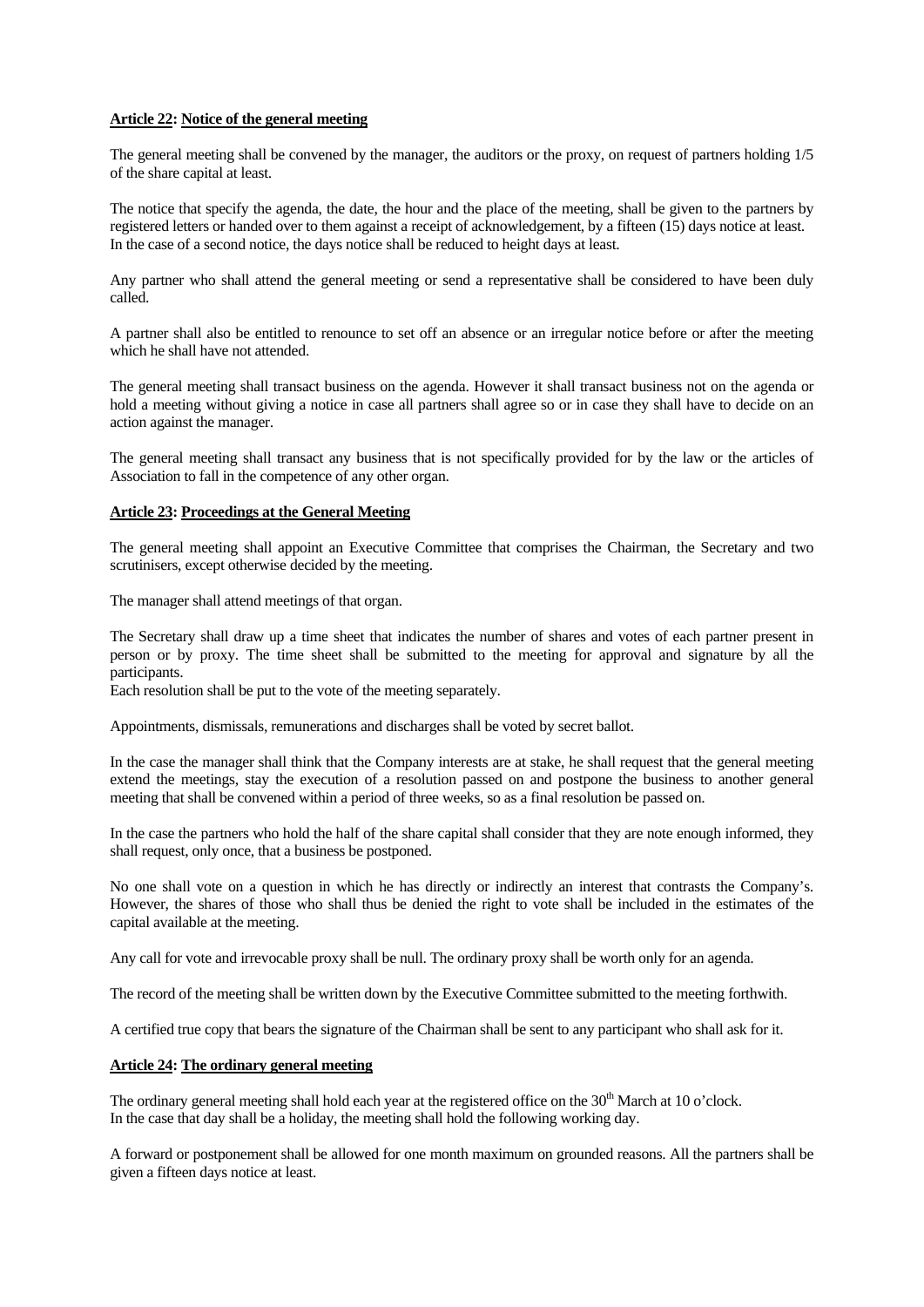**Article 22: Notice of the general meeting**

The general meeting shall be convened by the manager, the auditors or the proxy, on request of partners holding 1/5 of the share capital at least.

The notice that specify the agenda, the date, the hour and the place of the meeting, shall be given to the partners by registered letters or handed over to them against a receipt of acknowledgement, by a fifteen (15) days notice at least. In the case of a second notice, the days notice shall be reduced to height days at least.

Any partner who shall attend the general meeting or send a representative shall be considered to have been duly called.

A partner shall also be entitled to renounce to set off an absence or an irregular notice before or after the meeting which he shall have not attended.

The general meeting shall transact business on the agenda. However it shall transact business not on the agenda or hold a meeting without giving a notice in case all partners shall agree so or in case they shall have to decide on an action against the manager.

The general meeting shall transact any business that is not specifically provided for by the law or the articles of Association to fall in the competence of any other organ.

**Article 23: Proceedings at the General Meeting**

The general meeting shall appoint an Executive Committee that comprises the Chairman, the Secretary and two scrutinisers, except otherwise decided by the meeting.

The manager shall attend meetings of that organ.

The Secretary shall draw up a time sheet that indicates the number of shares and votes of each partner present in person or by proxy. The time sheet shall be submitted to the meeting for approval and signature by all the participants.
Each resolution shall be put to the vote of the meeting separately.

Appointments, dismissals, remunerations and discharges shall be voted by secret ballot.

In the case the manager shall think that the Company interests are at stake, he shall request that the general meeting extend the meetings, stay the execution of a resolution passed on and postpone the business to another general meeting that shall be convened within a period of three weeks, so as a final resolution be passed on.

In the case the partners who hold the half of the share capital shall consider that they are note enough informed, they shall request, only once, that a business be postponed.

No one shall vote on a question in which he has directly or indirectly an interest that contrasts the Company's. However, the shares of those who shall thus be denied the right to vote shall be included in the estimates of the capital available at the meeting.

Any call for vote and irrevocable proxy shall be null. The ordinary proxy shall be worth only for an agenda.

The record of the meeting shall be written down by the Executive Committee submitted to the meeting forthwith.

A certified true copy that bears the signature of the Chairman shall be sent to any participant who shall ask for it.

**Article 24: The ordinary general meeting**

The ordinary general meeting shall hold each year at the registered office on the 30th March at 10 o'clock.
In the case that day shall be a holiday, the meeting shall hold the following working day.

A forward or postponement shall be allowed for one month maximum on grounded reasons. All the partners shall be given a fifteen days notice at least.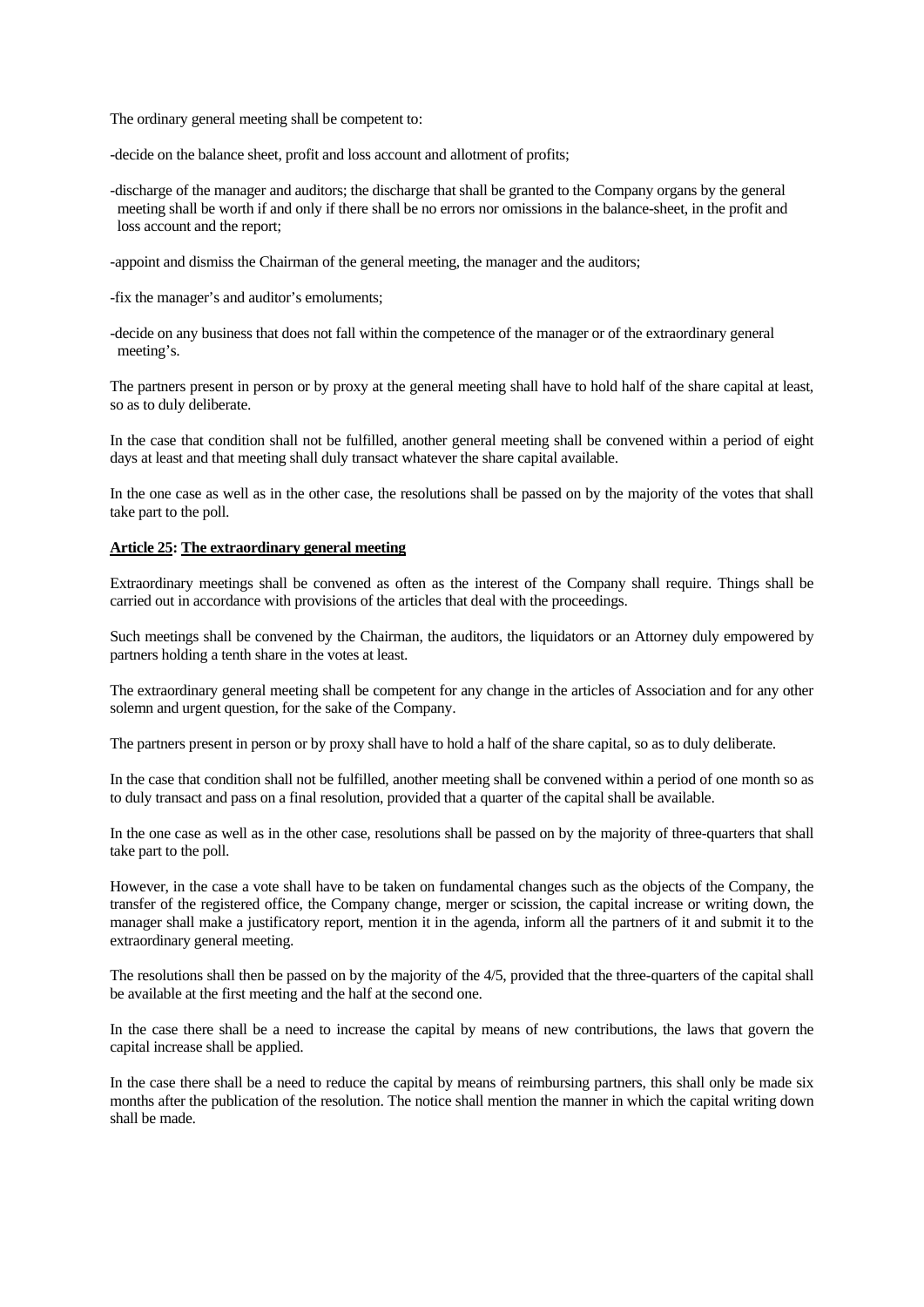The ordinary general meeting shall be competent to:

-decide on the balance sheet, profit and loss account and allotment of profits;

-discharge of the manager and auditors; the discharge that shall be granted to the Company organs by the general meeting shall be worth if and only if there shall be no errors nor omissions in the balance-sheet, in the profit and loss account and the report;

-appoint and dismiss the Chairman of the general meeting, the manager and the auditors;

-fix the manager's and auditor's emoluments;

-decide on any business that does not fall within the competence of the manager or of the extraordinary general meeting's.

The partners present in person or by proxy at the general meeting shall have to hold half of the share capital at least, so as to duly deliberate.

In the case that condition shall not be fulfilled, another general meeting shall be convened within a period of eight days at least and that meeting shall duly transact whatever the share capital available.

In the one case as well as in the other case, the resolutions shall be passed on by the majority of the votes that shall take part to the poll.

**<u>Article 25</u>: <u>The extraordinary general meeting</u>**

Extraordinary meetings shall be convened as often as the interest of the Company shall require. Things shall be carried out in accordance with provisions of the articles that deal with the proceedings.

Such meetings shall be convened by the Chairman, the auditors, the liquidators or an Attorney duly empowered by partners holding a tenth share in the votes at least.

The extraordinary general meeting shall be competent for any change in the articles of Association and for any other solemn and urgent question, for the sake of the Company.

The partners present in person or by proxy shall have to hold a half of the share capital, so as to duly deliberate.

In the case that condition shall not be fulfilled, another meeting shall be convened within a period of one month so as to duly transact and pass on a final resolution, provided that a quarter of the capital shall be available.

In the one case as well as in the other case, resolutions shall be passed on by the majority of three-quarters that shall take part to the poll.

However, in the case a vote shall have to be taken on fundamental changes such as the objects of the Company, the transfer of the registered office, the Company change, merger or scission, the capital increase or writing down, the manager shall make a justificatory report, mention it in the agenda, inform all the partners of it and submit it to the extraordinary general meeting.

The resolutions shall then be passed on by the majority of the 4/5, provided that the three-quarters of the capital shall be available at the first meeting and the half at the second one.

In the case there shall be a need to increase the capital by means of new contributions, the laws that govern the capital increase shall be applied.

In the case there shall be a need to reduce the capital by means of reimbursing partners, this shall only be made six months after the publication of the resolution. The notice shall mention the manner in which the capital writing down shall be made.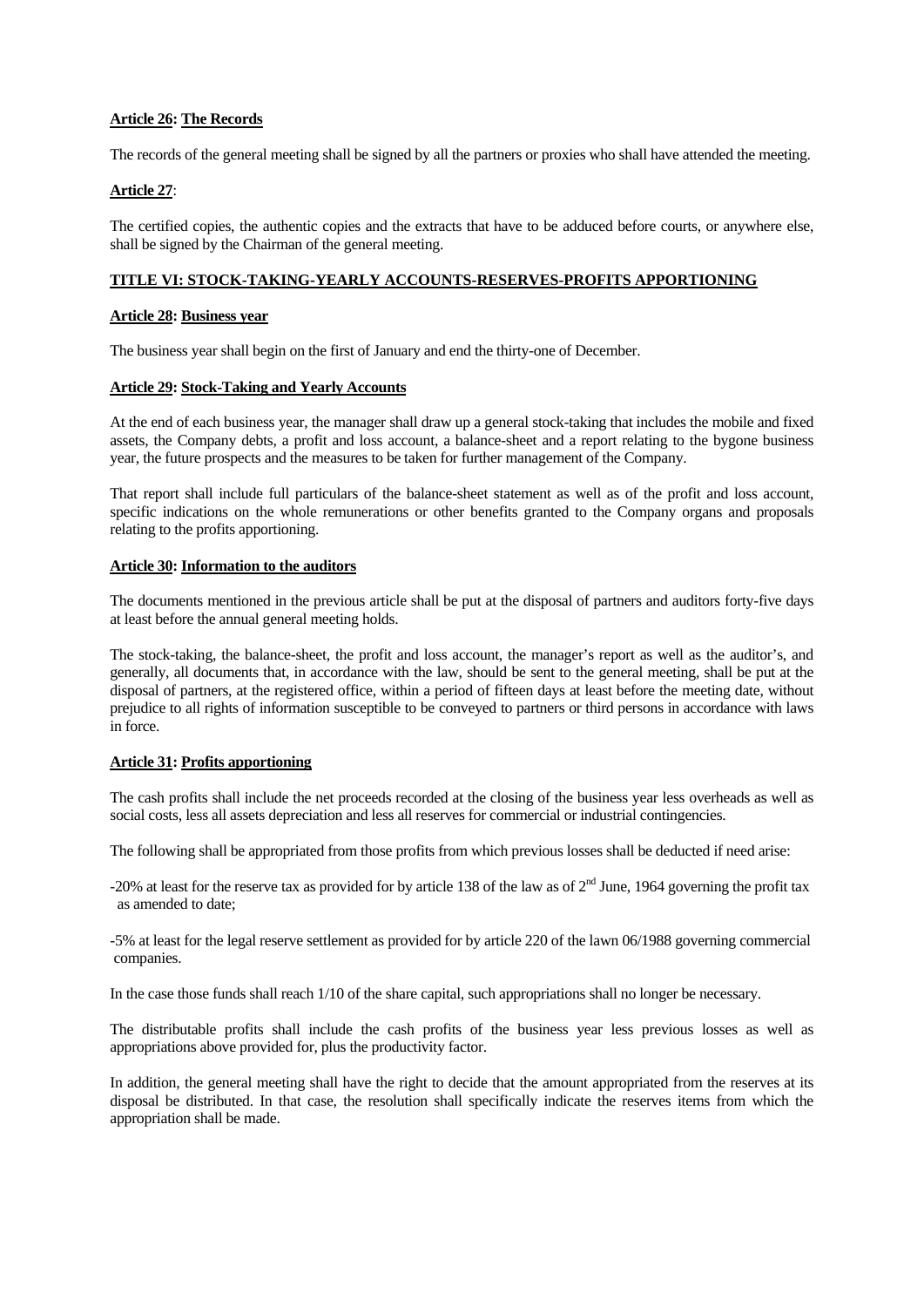**Article 26: The Records**

The records of the general meeting shall be signed by all the partners or proxies who shall have attended the meeting.

**Article 27**:

The certified copies, the authentic copies and the extracts that have to be adduced before courts, or anywhere else, shall be signed by the Chairman of the general meeting.

## TITLE VI: STOCK-TAKING-YEARLY ACCOUNTS-RESERVES-PROFITS APPORTIONING

**Article 28: Business year**

The business year shall begin on the first of January and end the thirty-one of December.

**Article 29: Stock-Taking and Yearly Accounts**

At the end of each business year, the manager shall draw up a general stock-taking that includes the mobile and fixed assets, the Company debts, a profit and loss account, a balance-sheet and a report relating to the bygone business year, the future prospects and the measures to be taken for further management of the Company.

That report shall include full particulars of the balance-sheet statement as well as of the profit and loss account, specific indications on the whole remunerations or other benefits granted to the Company organs and proposals relating to the profits apportioning.

**Article 30: Information to the auditors**

The documents mentioned in the previous article shall be put at the disposal of partners and auditors forty-five days at least before the annual general meeting holds.

The stock-taking, the balance-sheet, the profit and loss account, the manager's report as well as the auditor's, and generally, all documents that, in accordance with the law, should be sent to the general meeting, shall be put at the disposal of partners, at the registered office, within a period of fifteen days at least before the meeting date, without prejudice to all rights of information susceptible to be conveyed to partners or third persons in accordance with laws in force.

**Article 31: Profits apportioning**

The cash profits shall include the net proceeds recorded at the closing of the business year less overheads as well as social costs, less all assets depreciation and less all reserves for commercial or industrial contingencies.

The following shall be appropriated from those profits from which previous losses shall be deducted if need arise:

-20% at least for the reserve tax as provided for by article 138 of the law as of 2nd June, 1964 governing the profit tax as amended to date;

-5% at least for the legal reserve settlement as provided for by article 220 of the lawn 06/1988 governing commercial companies.

In the case those funds shall reach 1/10 of the share capital, such appropriations shall no longer be necessary.

The distributable profits shall include the cash profits of the business year less previous losses as well as appropriations above provided for, plus the productivity factor.

In addition, the general meeting shall have the right to decide that the amount appropriated from the reserves at its disposal be distributed. In that case, the resolution shall specifically indicate the reserves items from which the appropriation shall be made.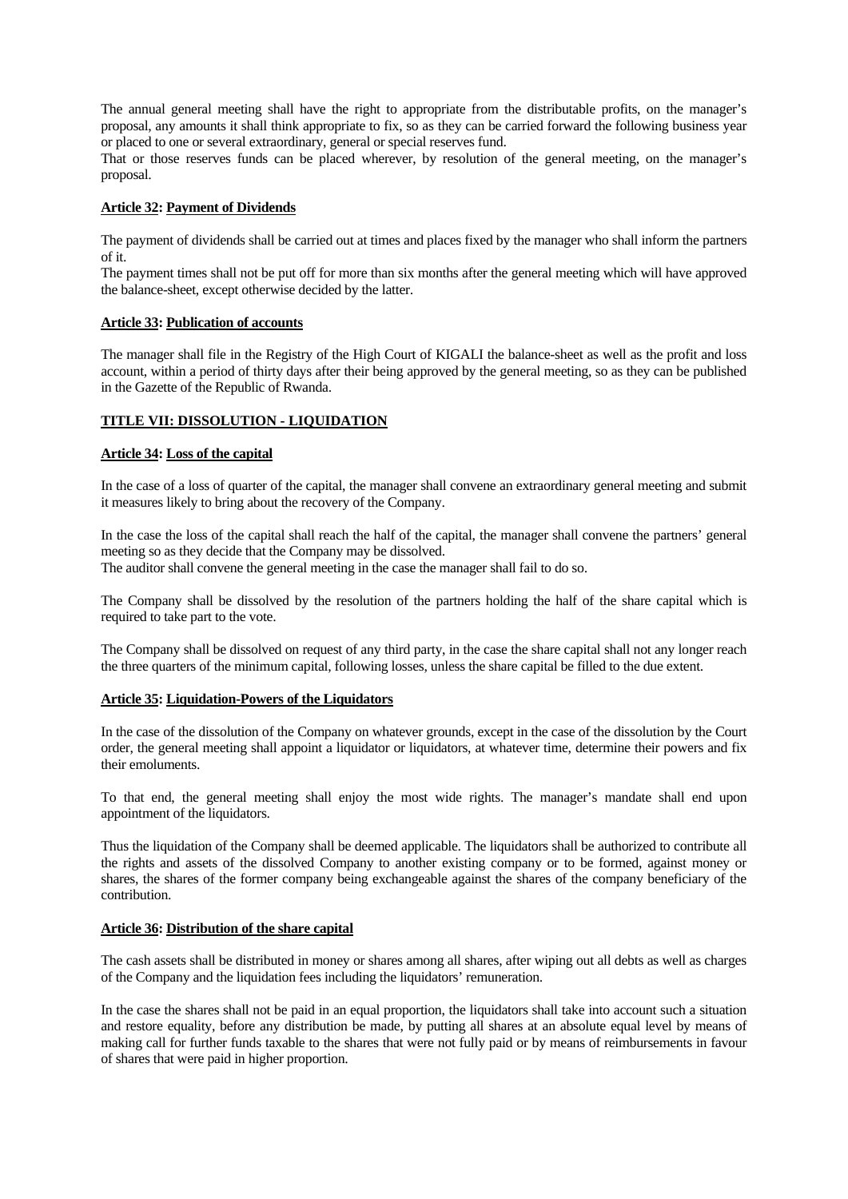The annual general meeting shall have the right to appropriate from the distributable profits, on the manager's proposal, any amounts it shall think appropriate to fix, so as they can be carried forward the following business year or placed to one or several extraordinary, general or special reserves fund.

That or those reserves funds can be placed wherever, by resolution of the general meeting, on the manager's proposal.

**Article 32: Payment of Dividends**

The payment of dividends shall be carried out at times and places fixed by the manager who shall inform the partners of it.

The payment times shall not be put off for more than six months after the general meeting which will have approved the balance-sheet, except otherwise decided by the latter.

**Article 33: Publication of accounts**

The manager shall file in the Registry of the High Court of KIGALI the balance-sheet as well as the profit and loss account, within a period of thirty days after their being approved by the general meeting, so as they can be published in the Gazette of the Republic of Rwanda.

## TITLE VII: DISSOLUTION - LIQUIDATION

**Article 34: Loss of the capital**

In the case of a loss of quarter of the capital, the manager shall convene an extraordinary general meeting and submit it measures likely to bring about the recovery of the Company.

In the case the loss of the capital shall reach the half of the capital, the manager shall convene the partners' general meeting so as they decide that the Company may be dissolved.

The auditor shall convene the general meeting in the case the manager shall fail to do so.

The Company shall be dissolved by the resolution of the partners holding the half of the share capital which is required to take part to the vote.

The Company shall be dissolved on request of any third party, in the case the share capital shall not any longer reach the three quarters of the minimum capital, following losses, unless the share capital be filled to the due extent.

**Article 35: Liquidation-Powers of the Liquidators**

In the case of the dissolution of the Company on whatever grounds, except in the case of the dissolution by the Court order, the general meeting shall appoint a liquidator or liquidators, at whatever time, determine their powers and fix their emoluments.

To that end, the general meeting shall enjoy the most wide rights. The manager's mandate shall end upon appointment of the liquidators.

Thus the liquidation of the Company shall be deemed applicable. The liquidators shall be authorized to contribute all the rights and assets of the dissolved Company to another existing company or to be formed, against money or shares, the shares of the former company being exchangeable against the shares of the company beneficiary of the contribution.

**Article 36: Distribution of the share capital**

The cash assets shall be distributed in money or shares among all shares, after wiping out all debts as well as charges of the Company and the liquidation fees including the liquidators' remuneration.

In the case the shares shall not be paid in an equal proportion, the liquidators shall take into account such a situation and restore equality, before any distribution be made, by putting all shares at an absolute equal level by means of making call for further funds taxable to the shares that were not fully paid or by means of reimbursements in favour of shares that were paid in higher proportion.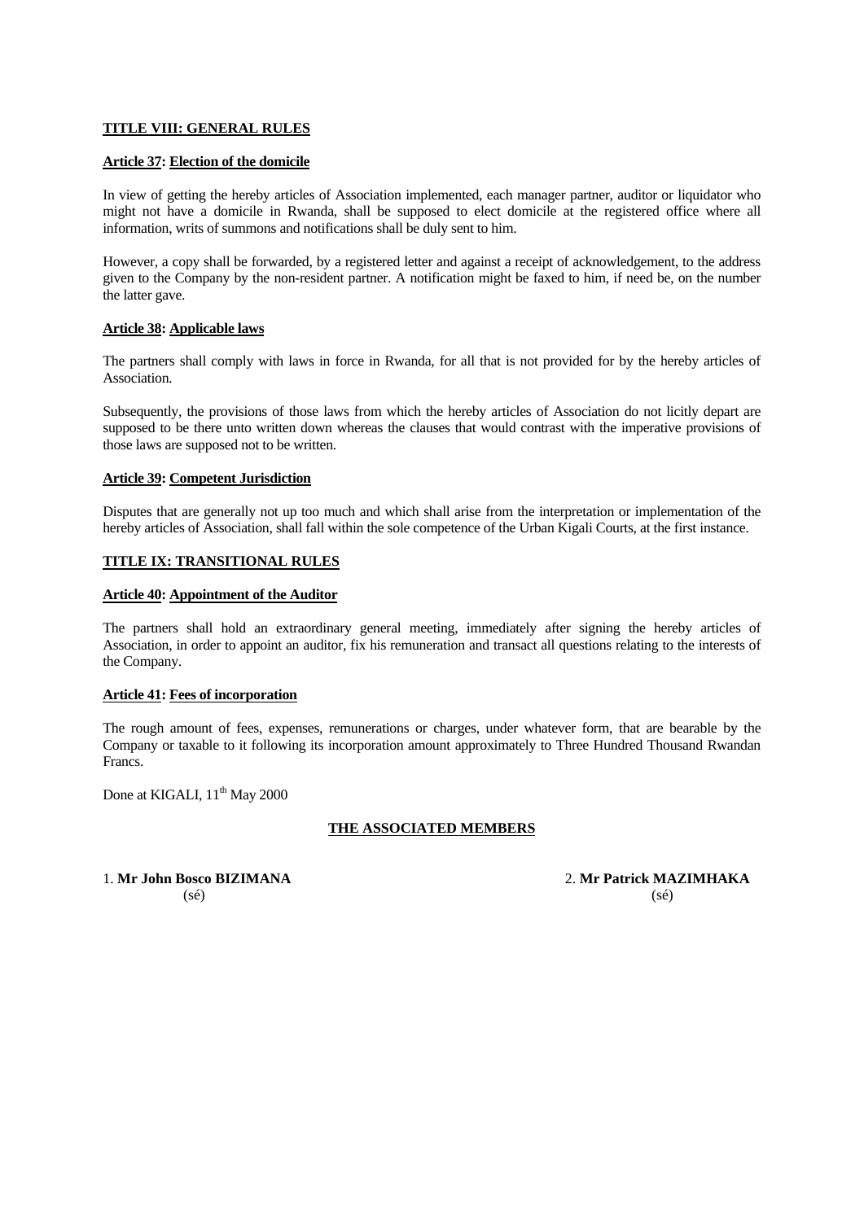**TITLE VIII: GENERAL RULES**

**Article 37: Election of the domicile**

In view of getting the hereby articles of Association implemented, each manager partner, auditor or liquidator who might not have a domicile in Rwanda, shall be supposed to elect domicile at the registered office where all information, writs of summons and notifications shall be duly sent to him.

However, a copy shall be forwarded, by a registered letter and against a receipt of acknowledgement, to the address given to the Company by the non-resident partner. A notification might be faxed to him, if need be, on the number the latter gave.

**Article 38: Applicable laws**

The partners shall comply with laws in force in Rwanda, for all that is not provided for by the hereby articles of Association.

Subsequently, the provisions of those laws from which the hereby articles of Association do not licitly depart are supposed to be there unto written down whereas the clauses that would contrast with the imperative provisions of those laws are supposed not to be written.

**Article 39: Competent Jurisdiction**

Disputes that are generally not up too much and which shall arise from the interpretation or implementation of the hereby articles of Association, shall fall within the sole competence of the Urban Kigali Courts, at the first instance.

**TITLE IX: TRANSITIONAL RULES**

**Article 40: Appointment of the Auditor**

The partners shall hold an extraordinary general meeting, immediately after signing the hereby articles of Association, in order to appoint an auditor, fix his remuneration and transact all questions relating to the interests of the Company.

**Article 41: Fees of incorporation**

The rough amount of fees, expenses, remunerations or charges, under whatever form, that are bearable by the Company or taxable to it following its incorporation amount approximately to Three Hundred Thousand Rwandan Francs.

Done at KIGALI, 11th May 2000

**THE ASSOCIATED MEMBERS**

1. **Mr John Bosco BIZIMANA**
   (sé)

2. **Mr Patrick MAZIMHAKA**
   (sé)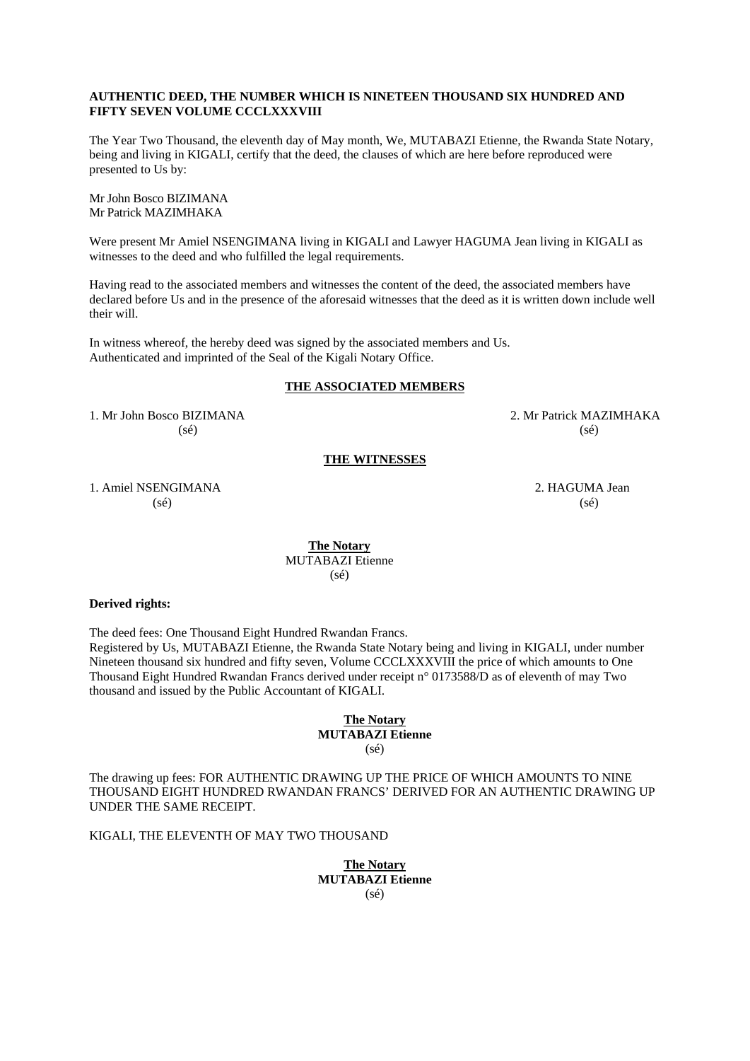**AUTHENTIC DEED, THE NUMBER WHICH IS NINETEEN THOUSAND SIX HUNDRED AND FIFTY SEVEN VOLUME CCCLXXXVIII**

The Year Two Thousand, the eleventh day of May month, We, MUTABAZI Etienne, the Rwanda State Notary, being and living in KIGALI, certify that the deed, the clauses of which are here before reproduced were presented to Us by:

Mr John Bosco BIZIMANA
Mr Patrick MAZIMHAKA

Were present Mr Amiel NSENGIMANA living in KIGALI and Lawyer HAGUMA Jean living in KIGALI as witnesses to the deed and who fulfilled the legal requirements.

Having read to the associated members and witnesses the content of the deed, the associated members have declared before Us and in the presence of the aforesaid witnesses that the deed as it is written down include well their will.

In witness whereof, the hereby deed was signed by the associated members and Us.
Authenticated and imprinted of the Seal of the Kigali Notary Office.

**THE ASSOCIATED MEMBERS**

1. Mr John Bosco BIZIMANA
(sé)

2. Mr Patrick MAZIMHAKA
(sé)

**THE WITNESSES**

1. Amiel NSENGIMANA
(sé)

2. HAGUMA Jean
(sé)

**The Notary**
MUTABAZI Etienne
(sé)

**Derived rights:**

The deed fees: One Thousand Eight Hundred Rwandan Francs.
Registered by Us, MUTABAZI Etienne, the Rwanda State Notary being and living in KIGALI, under number Nineteen thousand six hundred and fifty seven, Volume CCCLXXXVIII the price of which amounts to One Thousand Eight Hundred Rwandan Francs derived under receipt n° 0173588/D as of eleventh of may Two thousand and issued by the Public Accountant of KIGALI.

**The Notary**
**MUTABAZI Etienne**
(sé)

The drawing up fees: FOR AUTHENTIC DRAWING UP THE PRICE OF WHICH AMOUNTS TO NINE THOUSAND EIGHT HUNDRED RWANDAN FRANCS' DERIVED FOR AN AUTHENTIC DRAWING UP UNDER THE SAME RECEIPT.

KIGALI, THE ELEVENTH OF MAY TWO THOUSAND

**The Notary**
**MUTABAZI Etienne**
(sé)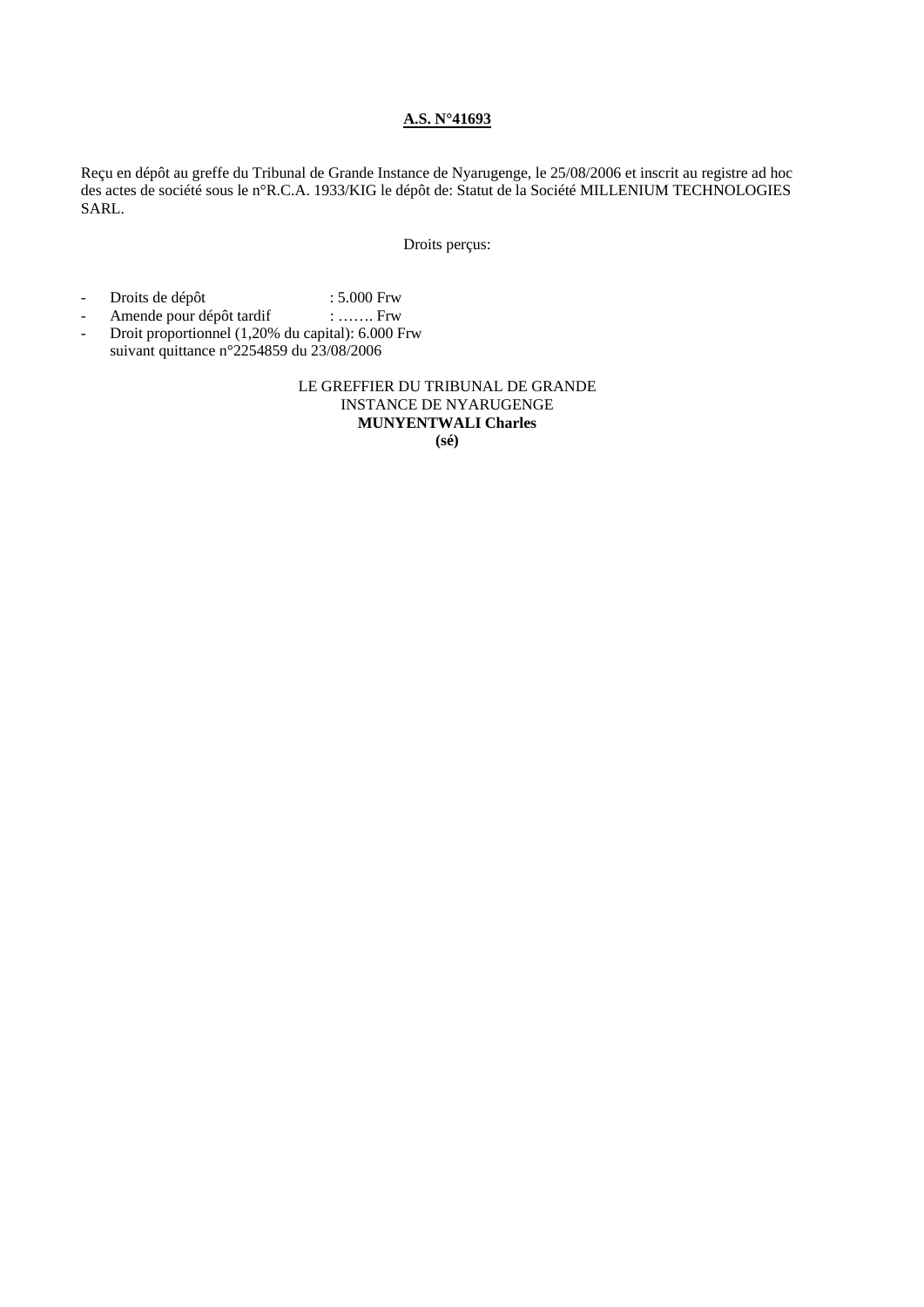**A.S. N°41693**

Reçu en dépôt au greffe du Tribunal de Grande Instance de Nyarugenge, le 25/08/2006 et inscrit au registre ad hoc des actes de société sous le n°R.C.A. 1933/KIG le dépôt de: Statut de la Société MILLENIUM TECHNOLOGIES SARL.

Droits perçus:

- Droits de dépôt : 5.000 Frw
- Amende pour dépôt tardif : ……. Frw
- Droit proportionnel (1,20% du capital): 6.000 Frw
  suivant quittance n°2254859 du 23/08/2006

LE GREFFIER DU TRIBUNAL DE GRANDE INSTANCE DE NYARUGENGE
**MUNYENTWALI Charles**
**(sé)**